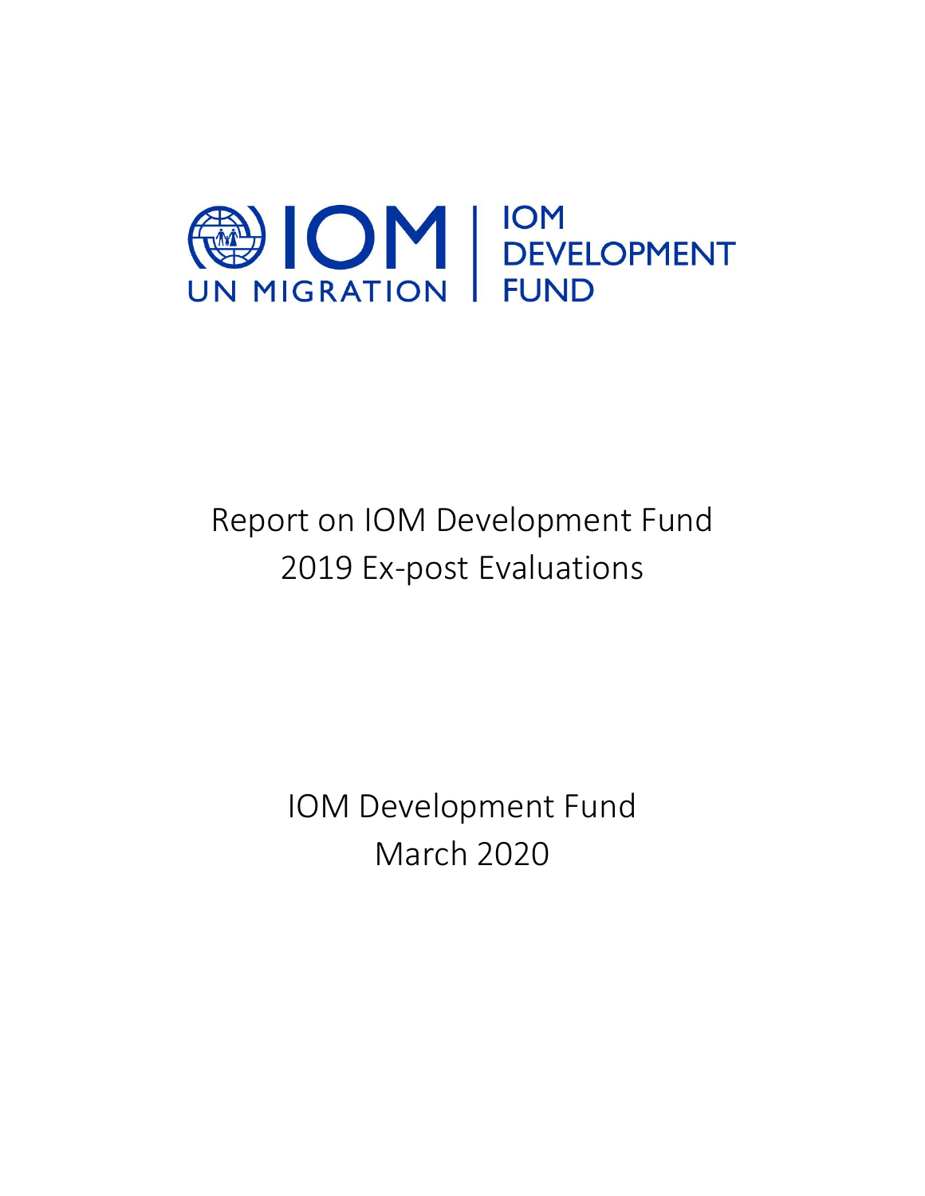IOM UN MIGRATION | IOM DEVELOPMENT FUND

# Report on IOM Development Fund 2019 Ex-post Evaluations

IOM Development Fund
March 2020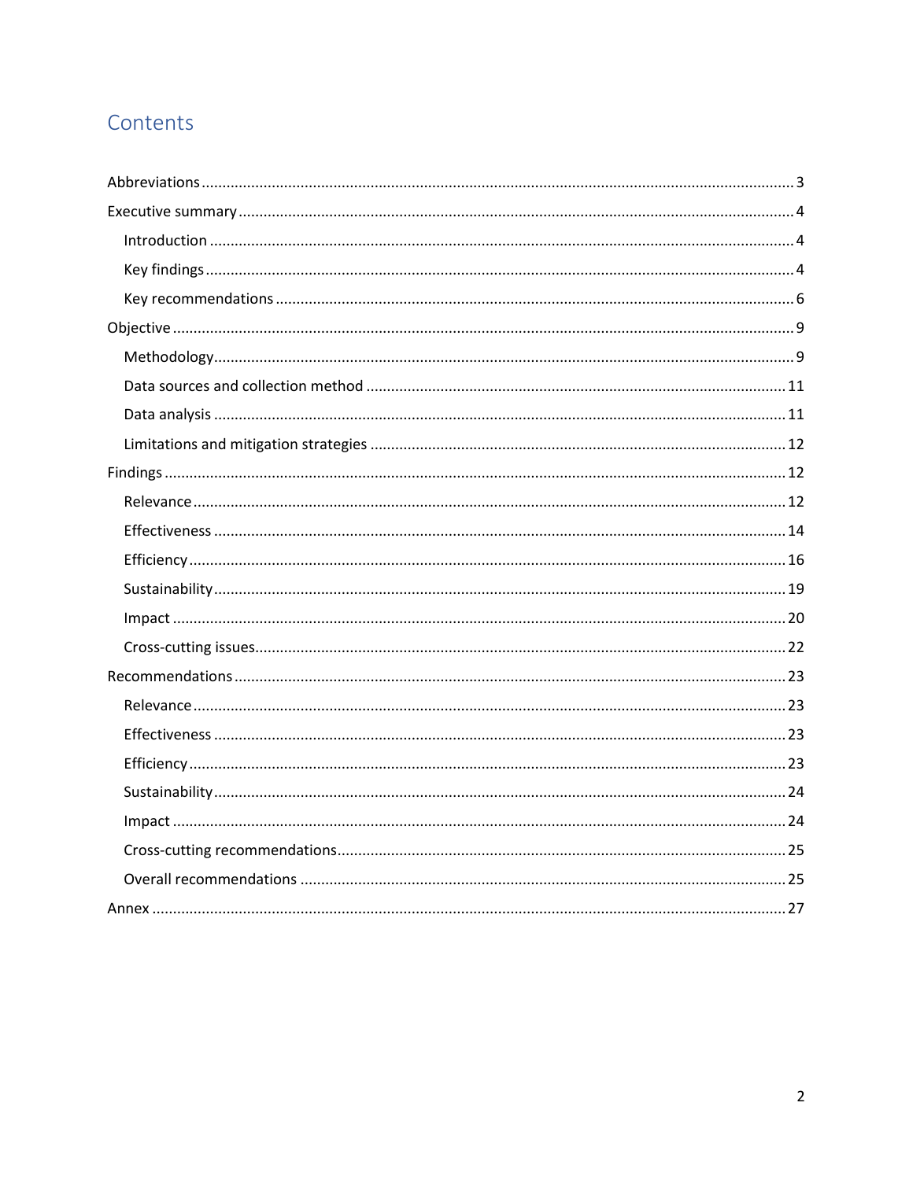# Contents

- Abbreviations ..... 3
- Executive summary ..... 4
  - Introduction ..... 4
  - Key findings ..... 4
  - Key recommendations ..... 6
- Objective ..... 9
  - Methodology ..... 9
  - Data sources and collection method ..... 11
  - Data analysis ..... 11
  - Limitations and mitigation strategies ..... 12
- Findings ..... 12
  - Relevance ..... 12
  - Effectiveness ..... 14
  - Efficiency ..... 16
  - Sustainability ..... 19
  - Impact ..... 20
  - Cross-cutting issues ..... 22
- Recommendations ..... 23
  - Relevance ..... 23
  - Effectiveness ..... 23
  - Efficiency ..... 23
  - Sustainability ..... 24
  - Impact ..... 24
  - Cross-cutting recommendations ..... 25
  - Overall recommendations ..... 25
- Annex ..... 27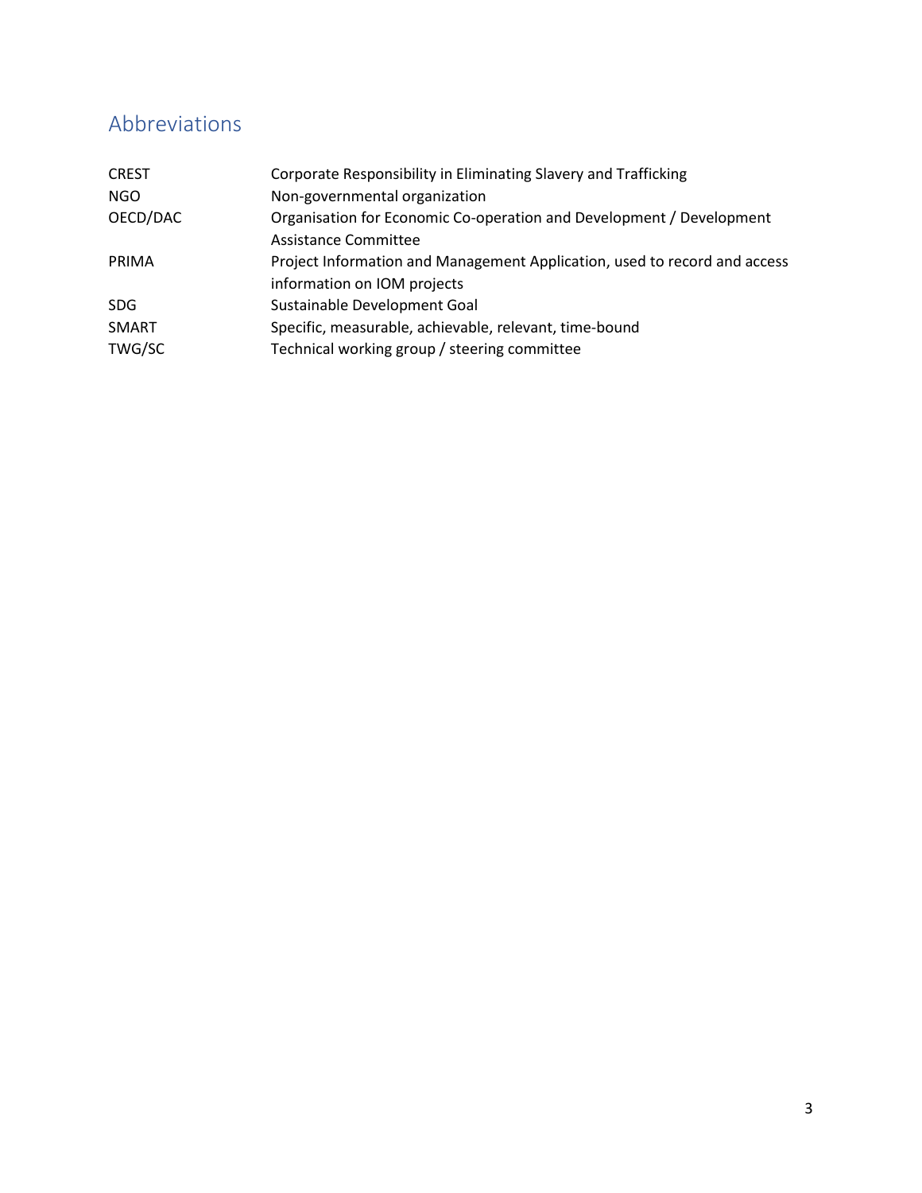## Abbreviations

| | |
|---|---|
| CREST | Corporate Responsibility in Eliminating Slavery and Trafficking |
| NGO | Non-governmental organization |
| OECD/DAC | Organisation for Economic Co-operation and Development / Development Assistance Committee |
| PRIMA | Project Information and Management Application, used to record and access information on IOM projects |
| SDG | Sustainable Development Goal |
| SMART | Specific, measurable, achievable, relevant, time-bound |
| TWG/SC | Technical working group / steering committee |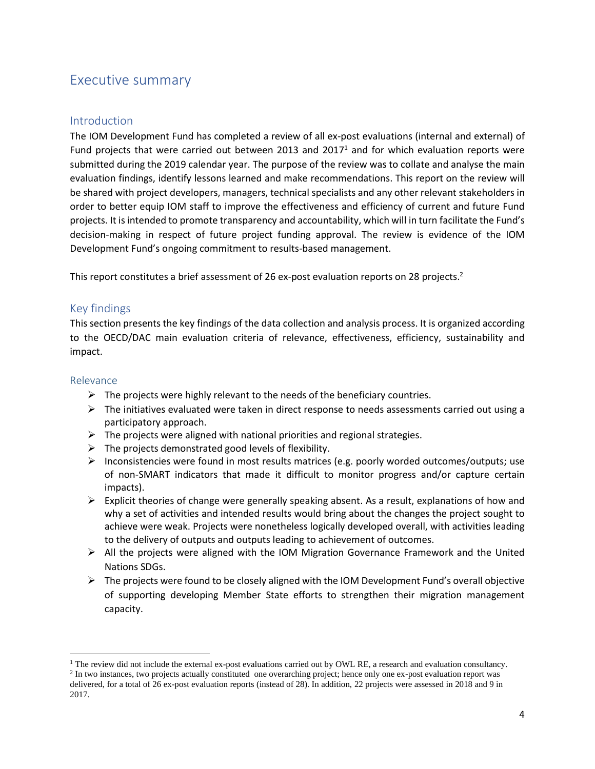# Executive summary

## Introduction

The IOM Development Fund has completed a review of all ex-post evaluations (internal and external) of Fund projects that were carried out between 2013 and 2017[1] and for which evaluation reports were submitted during the 2019 calendar year. The purpose of the review was to collate and analyse the main evaluation findings, identify lessons learned and make recommendations. This report on the review will be shared with project developers, managers, technical specialists and any other relevant stakeholders in order to better equip IOM staff to improve the effectiveness and efficiency of current and future Fund projects. It is intended to promote transparency and accountability, which will in turn facilitate the Fund's decision-making in respect of future project funding approval. The review is evidence of the IOM Development Fund's ongoing commitment to results-based management.

This report constitutes a brief assessment of 26 ex-post evaluation reports on 28 projects.[2]

## Key findings

This section presents the key findings of the data collection and analysis process. It is organized according to the OECD/DAC main evaluation criteria of relevance, effectiveness, efficiency, sustainability and impact.

### Relevance

- The projects were highly relevant to the needs of the beneficiary countries.
- The initiatives evaluated were taken in direct response to needs assessments carried out using a participatory approach.
- The projects were aligned with national priorities and regional strategies.
- The projects demonstrated good levels of flexibility.
- Inconsistencies were found in most results matrices (e.g. poorly worded outcomes/outputs; use of non-SMART indicators that made it difficult to monitor progress and/or capture certain impacts).
- Explicit theories of change were generally speaking absent. As a result, explanations of how and why a set of activities and intended results would bring about the changes the project sought to achieve were weak. Projects were nonetheless logically developed overall, with activities leading to the delivery of outputs and outputs leading to achievement of outcomes.
- All the projects were aligned with the IOM Migration Governance Framework and the United Nations SDGs.
- The projects were found to be closely aligned with the IOM Development Fund's overall objective of supporting developing Member State efforts to strengthen their migration management capacity.

---

[1] The review did not include the external ex-post evaluations carried out by OWL RE, a research and evaluation consultancy.

[2] In two instances, two projects actually constituted one overarching project; hence only one ex-post evaluation report was delivered, for a total of 26 ex-post evaluation reports (instead of 28). In addition, 22 projects were assessed in 2018 and 9 in 2017.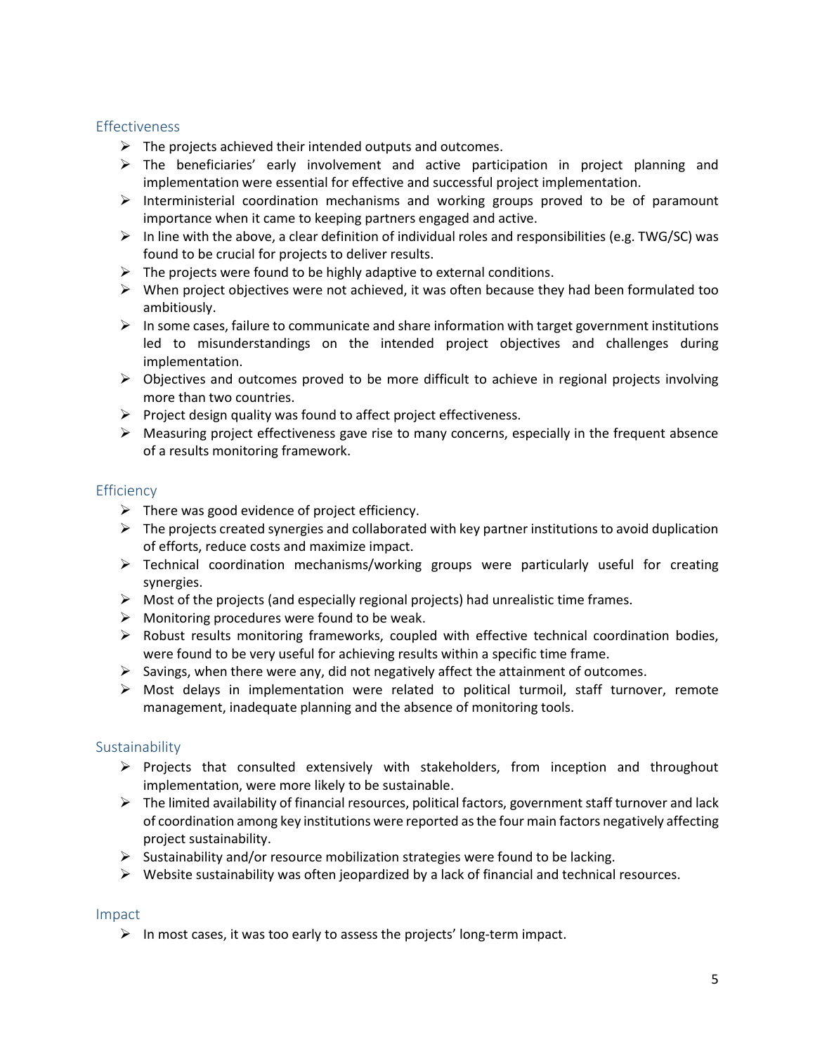### Effectiveness

- The projects achieved their intended outputs and outcomes.
- The beneficiaries' early involvement and active participation in project planning and implementation were essential for effective and successful project implementation.
- Interministerial coordination mechanisms and working groups proved to be of paramount importance when it came to keeping partners engaged and active.
- In line with the above, a clear definition of individual roles and responsibilities (e.g. TWG/SC) was found to be crucial for projects to deliver results.
- The projects were found to be highly adaptive to external conditions.
- When project objectives were not achieved, it was often because they had been formulated too ambitiously.
- In some cases, failure to communicate and share information with target government institutions led to misunderstandings on the intended project objectives and challenges during implementation.
- Objectives and outcomes proved to be more difficult to achieve in regional projects involving more than two countries.
- Project design quality was found to affect project effectiveness.
- Measuring project effectiveness gave rise to many concerns, especially in the frequent absence of a results monitoring framework.

### Efficiency

- There was good evidence of project efficiency.
- The projects created synergies and collaborated with key partner institutions to avoid duplication of efforts, reduce costs and maximize impact.
- Technical coordination mechanisms/working groups were particularly useful for creating synergies.
- Most of the projects (and especially regional projects) had unrealistic time frames.
- Monitoring procedures were found to be weak.
- Robust results monitoring frameworks, coupled with effective technical coordination bodies, were found to be very useful for achieving results within a specific time frame.
- Savings, when there were any, did not negatively affect the attainment of outcomes.
- Most delays in implementation were related to political turmoil, staff turnover, remote management, inadequate planning and the absence of monitoring tools.

### Sustainability

- Projects that consulted extensively with stakeholders, from inception and throughout implementation, were more likely to be sustainable.
- The limited availability of financial resources, political factors, government staff turnover and lack of coordination among key institutions were reported as the four main factors negatively affecting project sustainability.
- Sustainability and/or resource mobilization strategies were found to be lacking.
- Website sustainability was often jeopardized by a lack of financial and technical resources.

### Impact

- In most cases, it was too early to assess the projects' long-term impact.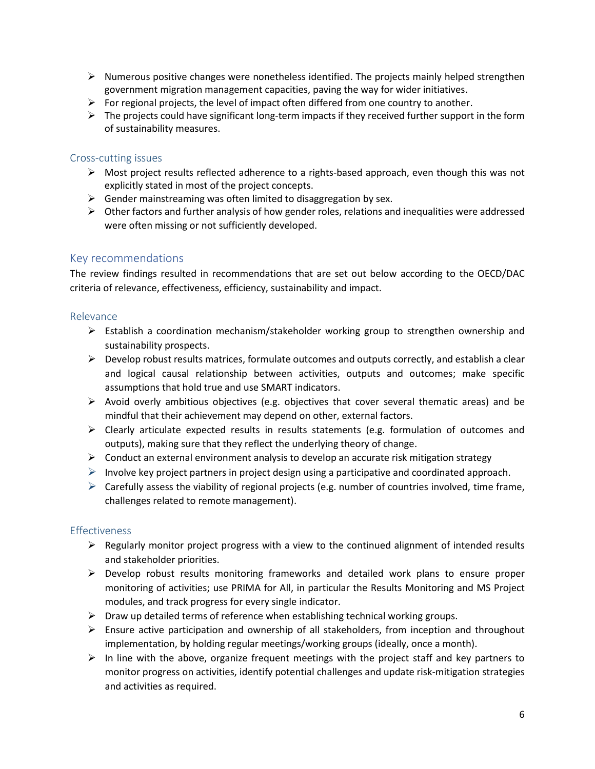- Numerous positive changes were nonetheless identified. The projects mainly helped strengthen government migration management capacities, paving the way for wider initiatives.
- For regional projects, the level of impact often differed from one country to another.
- The projects could have significant long-term impacts if they received further support in the form of sustainability measures.

### Cross-cutting issues

- Most project results reflected adherence to a rights-based approach, even though this was not explicitly stated in most of the project concepts.
- Gender mainstreaming was often limited to disaggregation by sex.
- Other factors and further analysis of how gender roles, relations and inequalities were addressed were often missing or not sufficiently developed.

## Key recommendations

The review findings resulted in recommendations that are set out below according to the OECD/DAC criteria of relevance, effectiveness, efficiency, sustainability and impact.

### Relevance

- Establish a coordination mechanism/stakeholder working group to strengthen ownership and sustainability prospects.
- Develop robust results matrices, formulate outcomes and outputs correctly, and establish a clear and logical causal relationship between activities, outputs and outcomes; make specific assumptions that hold true and use SMART indicators.
- Avoid overly ambitious objectives (e.g. objectives that cover several thematic areas) and be mindful that their achievement may depend on other, external factors.
- Clearly articulate expected results in results statements (e.g. formulation of outcomes and outputs), making sure that they reflect the underlying theory of change.
- Conduct an external environment analysis to develop an accurate risk mitigation strategy
- Involve key project partners in project design using a participative and coordinated approach.
- Carefully assess the viability of regional projects (e.g. number of countries involved, time frame, challenges related to remote management).

### Effectiveness

- Regularly monitor project progress with a view to the continued alignment of intended results and stakeholder priorities.
- Develop robust results monitoring frameworks and detailed work plans to ensure proper monitoring of activities; use PRIMA for All, in particular the Results Monitoring and MS Project modules, and track progress for every single indicator.
- Draw up detailed terms of reference when establishing technical working groups.
- Ensure active participation and ownership of all stakeholders, from inception and throughout implementation, by holding regular meetings/working groups (ideally, once a month).
- In line with the above, organize frequent meetings with the project staff and key partners to monitor progress on activities, identify potential challenges and update risk-mitigation strategies and activities as required.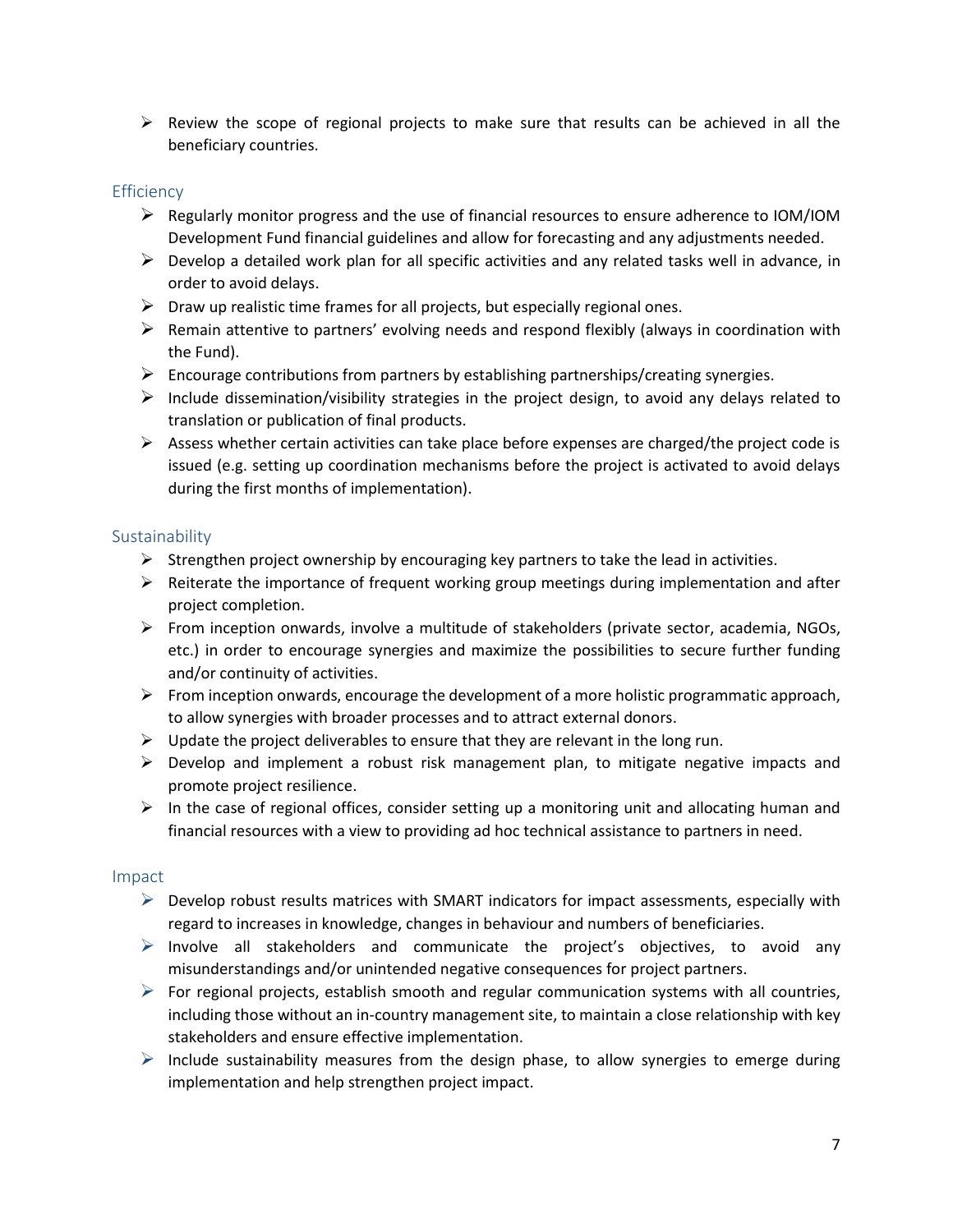- Review the scope of regional projects to make sure that results can be achieved in all the beneficiary countries.

### Efficiency

- Regularly monitor progress and the use of financial resources to ensure adherence to IOM/IOM Development Fund financial guidelines and allow for forecasting and any adjustments needed.
- Develop a detailed work plan for all specific activities and any related tasks well in advance, in order to avoid delays.
- Draw up realistic time frames for all projects, but especially regional ones.
- Remain attentive to partners' evolving needs and respond flexibly (always in coordination with the Fund).
- Encourage contributions from partners by establishing partnerships/creating synergies.
- Include dissemination/visibility strategies in the project design, to avoid any delays related to translation or publication of final products.
- Assess whether certain activities can take place before expenses are charged/the project code is issued (e.g. setting up coordination mechanisms before the project is activated to avoid delays during the first months of implementation).

### Sustainability

- Strengthen project ownership by encouraging key partners to take the lead in activities.
- Reiterate the importance of frequent working group meetings during implementation and after project completion.
- From inception onwards, involve a multitude of stakeholders (private sector, academia, NGOs, etc.) in order to encourage synergies and maximize the possibilities to secure further funding and/or continuity of activities.
- From inception onwards, encourage the development of a more holistic programmatic approach, to allow synergies with broader processes and to attract external donors.
- Update the project deliverables to ensure that they are relevant in the long run.
- Develop and implement a robust risk management plan, to mitigate negative impacts and promote project resilience.
- In the case of regional offices, consider setting up a monitoring unit and allocating human and financial resources with a view to providing ad hoc technical assistance to partners in need.

### Impact

- Develop robust results matrices with SMART indicators for impact assessments, especially with regard to increases in knowledge, changes in behaviour and numbers of beneficiaries.
- Involve all stakeholders and communicate the project's objectives, to avoid any misunderstandings and/or unintended negative consequences for project partners.
- For regional projects, establish smooth and regular communication systems with all countries, including those without an in-country management site, to maintain a close relationship with key stakeholders and ensure effective implementation.
- Include sustainability measures from the design phase, to allow synergies to emerge during implementation and help strengthen project impact.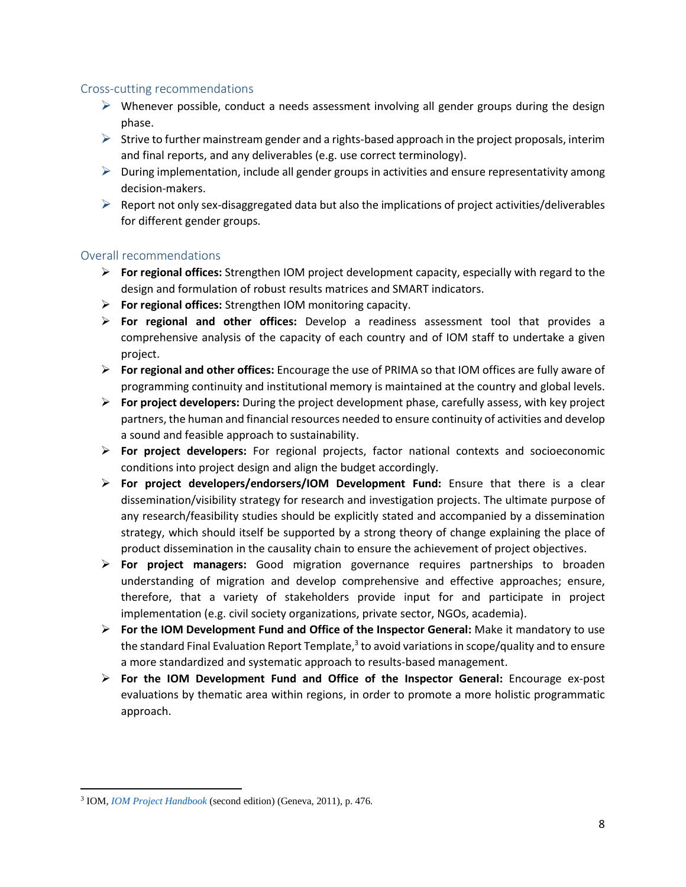## Cross-cutting recommendations

- Whenever possible, conduct a needs assessment involving all gender groups during the design phase.
- Strive to further mainstream gender and a rights-based approach in the project proposals, interim and final reports, and any deliverables (e.g. use correct terminology).
- During implementation, include all gender groups in activities and ensure representativity among decision-makers.
- Report not only sex-disaggregated data but also the implications of project activities/deliverables for different gender groups.

## Overall recommendations

- **For regional offices:** Strengthen IOM project development capacity, especially with regard to the design and formulation of robust results matrices and SMART indicators.
- **For regional offices:** Strengthen IOM monitoring capacity.
- **For regional and other offices:** Develop a readiness assessment tool that provides a comprehensive analysis of the capacity of each country and of IOM staff to undertake a given project.
- **For regional and other offices:** Encourage the use of PRIMA so that IOM offices are fully aware of programming continuity and institutional memory is maintained at the country and global levels.
- **For project developers:** During the project development phase, carefully assess, with key project partners, the human and financial resources needed to ensure continuity of activities and develop a sound and feasible approach to sustainability.
- **For project developers:** For regional projects, factor national contexts and socioeconomic conditions into project design and align the budget accordingly.
- **For project developers/endorsers/IOM Development Fund:** Ensure that there is a clear dissemination/visibility strategy for research and investigation projects. The ultimate purpose of any research/feasibility studies should be explicitly stated and accompanied by a dissemination strategy, which should itself be supported by a strong theory of change explaining the place of product dissemination in the causality chain to ensure the achievement of project objectives.
- **For project managers:** Good migration governance requires partnerships to broaden understanding of migration and develop comprehensive and effective approaches; ensure, therefore, that a variety of stakeholders provide input for and participate in project implementation (e.g. civil society organizations, private sector, NGOs, academia).
- **For the IOM Development Fund and Office of the Inspector General:** Make it mandatory to use the standard Final Evaluation Report Template,[3] to avoid variations in scope/quality and to ensure a more standardized and systematic approach to results-based management.
- **For the IOM Development Fund and Office of the Inspector General:** Encourage ex-post evaluations by thematic area within regions, in order to promote a more holistic programmatic approach.

[3] IOM, *IOM Project Handbook* (second edition) (Geneva, 2011), p. 476.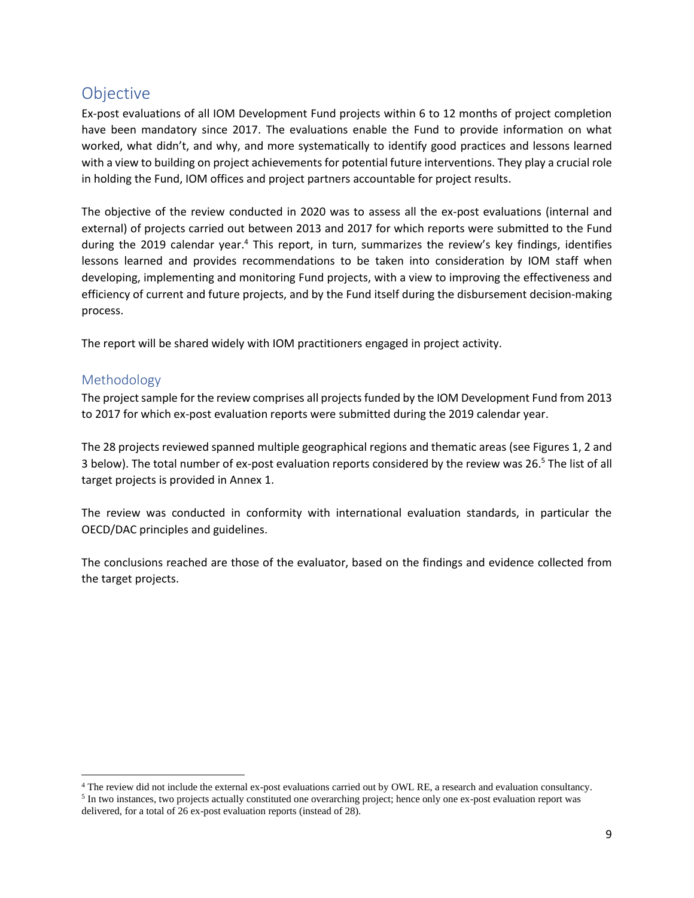## Objective

Ex-post evaluations of all IOM Development Fund projects within 6 to 12 months of project completion have been mandatory since 2017. The evaluations enable the Fund to provide information on what worked, what didn't, and why, and more systematically to identify good practices and lessons learned with a view to building on project achievements for potential future interventions. They play a crucial role in holding the Fund, IOM offices and project partners accountable for project results.

The objective of the review conducted in 2020 was to assess all the ex-post evaluations (internal and external) of projects carried out between 2013 and 2017 for which reports were submitted to the Fund during the 2019 calendar year.[4] This report, in turn, summarizes the review's key findings, identifies lessons learned and provides recommendations to be taken into consideration by IOM staff when developing, implementing and monitoring Fund projects, with a view to improving the effectiveness and efficiency of current and future projects, and by the Fund itself during the disbursement decision-making process.

The report will be shared widely with IOM practitioners engaged in project activity.

### Methodology

The project sample for the review comprises all projects funded by the IOM Development Fund from 2013 to 2017 for which ex-post evaluation reports were submitted during the 2019 calendar year.

The 28 projects reviewed spanned multiple geographical regions and thematic areas (see Figures 1, 2 and 3 below). The total number of ex-post evaluation reports considered by the review was 26.[5] The list of all target projects is provided in Annex 1.

The review was conducted in conformity with international evaluation standards, in particular the OECD/DAC principles and guidelines.

The conclusions reached are those of the evaluator, based on the findings and evidence collected from the target projects.

---

[4] The review did not include the external ex-post evaluations carried out by OWL RE, a research and evaluation consultancy.

[5] In two instances, two projects actually constituted one overarching project; hence only one ex-post evaluation report was delivered, for a total of 26 ex-post evaluation reports (instead of 28).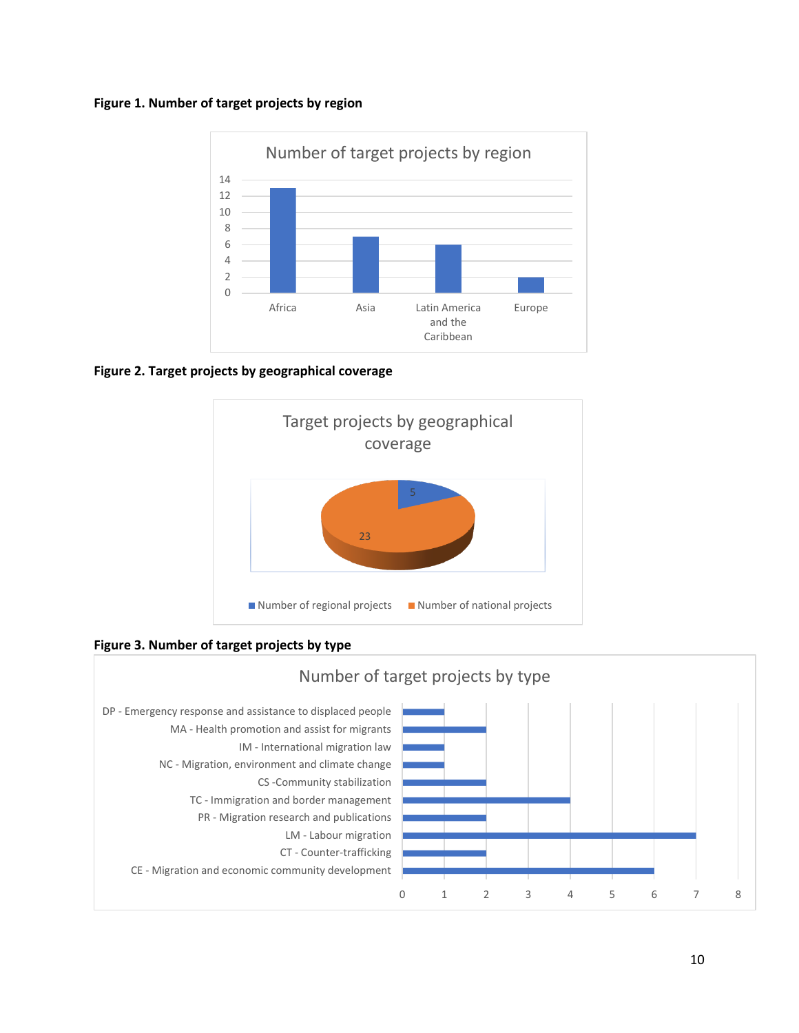**Figure 1. Number of target projects by region**

**Figure 2. Target projects by geographical coverage**

**Figure 3. Number of target projects by type**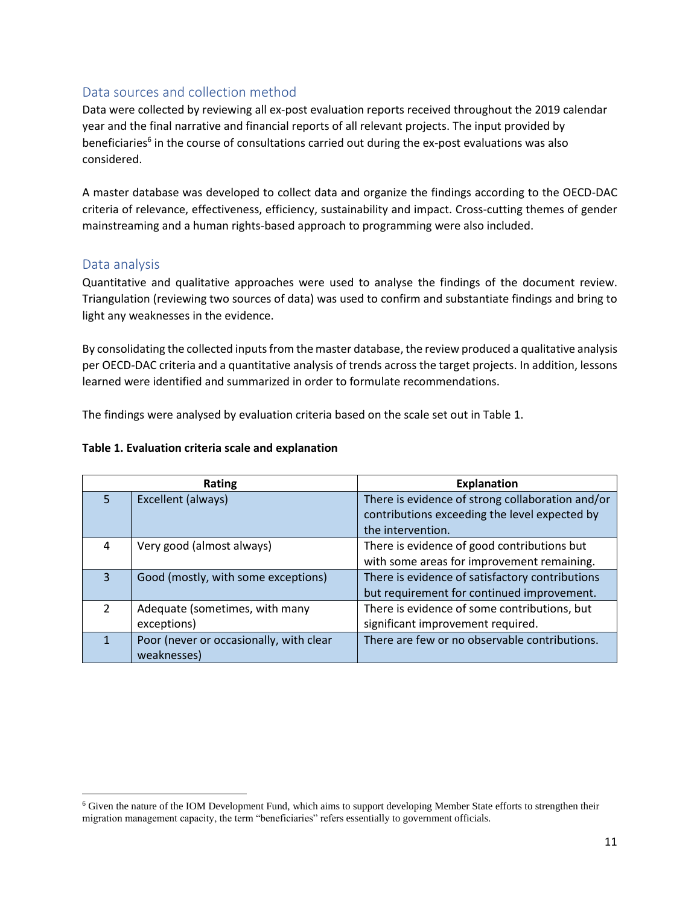## Data sources and collection method

Data were collected by reviewing all ex-post evaluation reports received throughout the 2019 calendar year and the final narrative and financial reports of all relevant projects. The input provided by beneficiaries[6] in the course of consultations carried out during the ex-post evaluations was also considered.

A master database was developed to collect data and organize the findings according to the OECD-DAC criteria of relevance, effectiveness, efficiency, sustainability and impact. Cross-cutting themes of gender mainstreaming and a human rights-based approach to programming were also included.

## Data analysis

Quantitative and qualitative approaches were used to analyse the findings of the document review. Triangulation (reviewing two sources of data) was used to confirm and substantiate findings and bring to light any weaknesses in the evidence.

By consolidating the collected inputs from the master database, the review produced a qualitative analysis per OECD-DAC criteria and a quantitative analysis of trends across the target projects. In addition, lessons learned were identified and summarized in order to formulate recommendations.

The findings were analysed by evaluation criteria based on the scale set out in Table 1.

**Table 1. Evaluation criteria scale and explanation**

| Rating | | Explanation |
|---|---|---|
| 5 | Excellent (always) | There is evidence of strong collaboration and/or contributions exceeding the level expected by the intervention. |
| 4 | Very good (almost always) | There is evidence of good contributions but with some areas for improvement remaining. |
| 3 | Good (mostly, with some exceptions) | There is evidence of satisfactory contributions but requirement for continued improvement. |
| 2 | Adequate (sometimes, with many exceptions) | There is evidence of some contributions, but significant improvement required. |
| 1 | Poor (never or occasionally, with clear weaknesses) | There are few or no observable contributions. |

[6] Given the nature of the IOM Development Fund, which aims to support developing Member State efforts to strengthen their migration management capacity, the term "beneficiaries" refers essentially to government officials.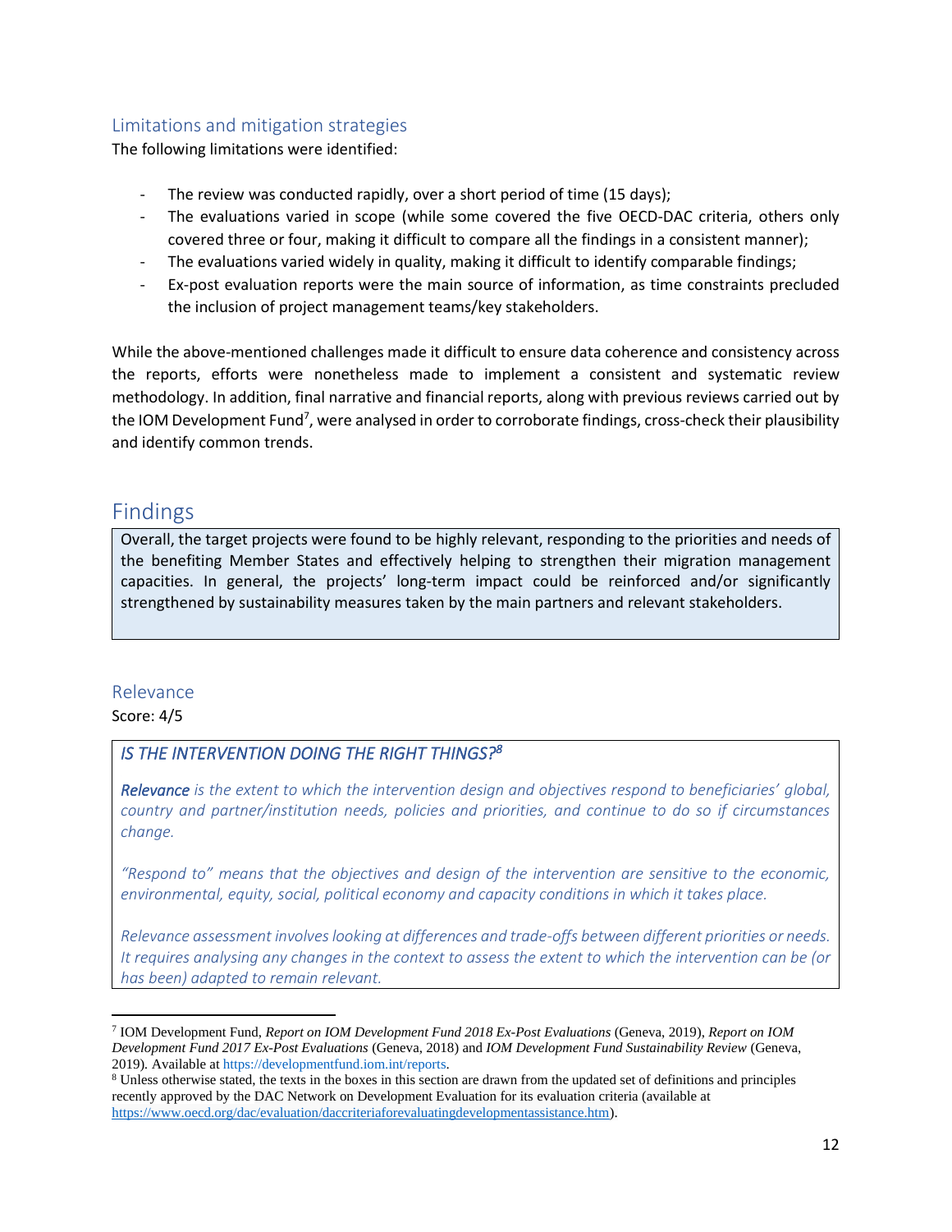### Limitations and mitigation strategies

The following limitations were identified:

- The review was conducted rapidly, over a short period of time (15 days);
- The evaluations varied in scope (while some covered the five OECD-DAC criteria, others only covered three or four, making it difficult to compare all the findings in a consistent manner);
- The evaluations varied widely in quality, making it difficult to identify comparable findings;
- Ex-post evaluation reports were the main source of information, as time constraints precluded the inclusion of project management teams/key stakeholders.

While the above-mentioned challenges made it difficult to ensure data coherence and consistency across the reports, efforts were nonetheless made to implement a consistent and systematic review methodology. In addition, final narrative and financial reports, along with previous reviews carried out by the IOM Development Fund[7], were analysed in order to corroborate findings, cross-check their plausibility and identify common trends.

## Findings

> Overall, the target projects were found to be highly relevant, responding to the priorities and needs of the benefiting Member States and effectively helping to strengthen their migration management capacities. In general, the projects' long-term impact could be reinforced and/or significantly strengthened by sustainability measures taken by the main partners and relevant stakeholders.

### Relevance

Score: 4/5

> *IS THE INTERVENTION DOING THE RIGHT THINGS?*[8]
>
> ***Relevance*** *is the extent to which the intervention design and objectives respond to beneficiaries' global, country and partner/institution needs, policies and priorities, and continue to do so if circumstances change.*
>
> *"Respond to" means that the objectives and design of the intervention are sensitive to the economic, environmental, equity, social, political economy and capacity conditions in which it takes place.*
>
> *Relevance assessment involves looking at differences and trade-offs between different priorities or needs. It requires analysing any changes in the context to assess the extent to which the intervention can be (or has been) adapted to remain relevant.*

---

[7] IOM Development Fund, *Report on IOM Development Fund 2018 Ex-Post Evaluations* (Geneva, 2019), *Report on IOM Development Fund 2017 Ex-Post Evaluations* (Geneva, 2018) and *IOM Development Fund Sustainability Review* (Geneva, 2019). Available at https://developmentfund.iom.int/reports.

[8] Unless otherwise stated, the texts in the boxes in this section are drawn from the updated set of definitions and principles recently approved by the DAC Network on Development Evaluation for its evaluation criteria (available at https://www.oecd.org/dac/evaluation/daccriteriaforevaluatingdevelopmentassistance.htm).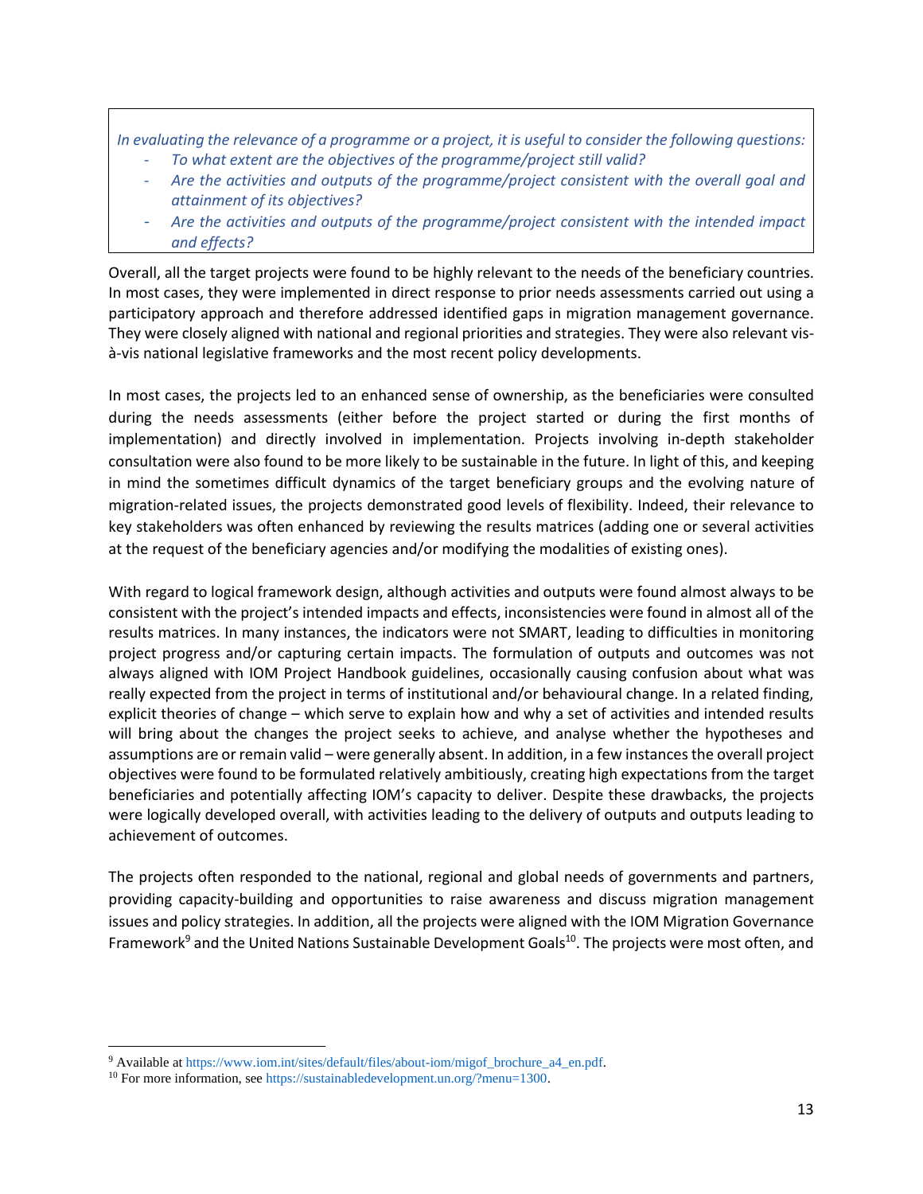*In evaluating the relevance of a programme or a project, it is useful to consider the following questions:*

- *To what extent are the objectives of the programme/project still valid?*
- *Are the activities and outputs of the programme/project consistent with the overall goal and attainment of its objectives?*
- *Are the activities and outputs of the programme/project consistent with the intended impact and effects?*

Overall, all the target projects were found to be highly relevant to the needs of the beneficiary countries. In most cases, they were implemented in direct response to prior needs assessments carried out using a participatory approach and therefore addressed identified gaps in migration management governance. They were closely aligned with national and regional priorities and strategies. They were also relevant vis-à-vis national legislative frameworks and the most recent policy developments.

In most cases, the projects led to an enhanced sense of ownership, as the beneficiaries were consulted during the needs assessments (either before the project started or during the first months of implementation) and directly involved in implementation. Projects involving in-depth stakeholder consultation were also found to be more likely to be sustainable in the future. In light of this, and keeping in mind the sometimes difficult dynamics of the target beneficiary groups and the evolving nature of migration-related issues, the projects demonstrated good levels of flexibility. Indeed, their relevance to key stakeholders was often enhanced by reviewing the results matrices (adding one or several activities at the request of the beneficiary agencies and/or modifying the modalities of existing ones).

With regard to logical framework design, although activities and outputs were found almost always to be consistent with the project's intended impacts and effects, inconsistencies were found in almost all of the results matrices. In many instances, the indicators were not SMART, leading to difficulties in monitoring project progress and/or capturing certain impacts. The formulation of outputs and outcomes was not always aligned with IOM Project Handbook guidelines, occasionally causing confusion about what was really expected from the project in terms of institutional and/or behavioural change. In a related finding, explicit theories of change – which serve to explain how and why a set of activities and intended results will bring about the changes the project seeks to achieve, and analyse whether the hypotheses and assumptions are or remain valid – were generally absent. In addition, in a few instances the overall project objectives were found to be formulated relatively ambitiously, creating high expectations from the target beneficiaries and potentially affecting IOM's capacity to deliver. Despite these drawbacks, the projects were logically developed overall, with activities leading to the delivery of outputs and outputs leading to achievement of outcomes.

The projects often responded to the national, regional and global needs of governments and partners, providing capacity-building and opportunities to raise awareness and discuss migration management issues and policy strategies. In addition, all the projects were aligned with the IOM Migration Governance Framework[9] and the United Nations Sustainable Development Goals[10]. The projects were most often, and

[9] Available at https://www.iom.int/sites/default/files/about-iom/migof_brochure_a4_en.pdf.

[10] For more information, see https://sustainabledevelopment.un.org/?menu=1300.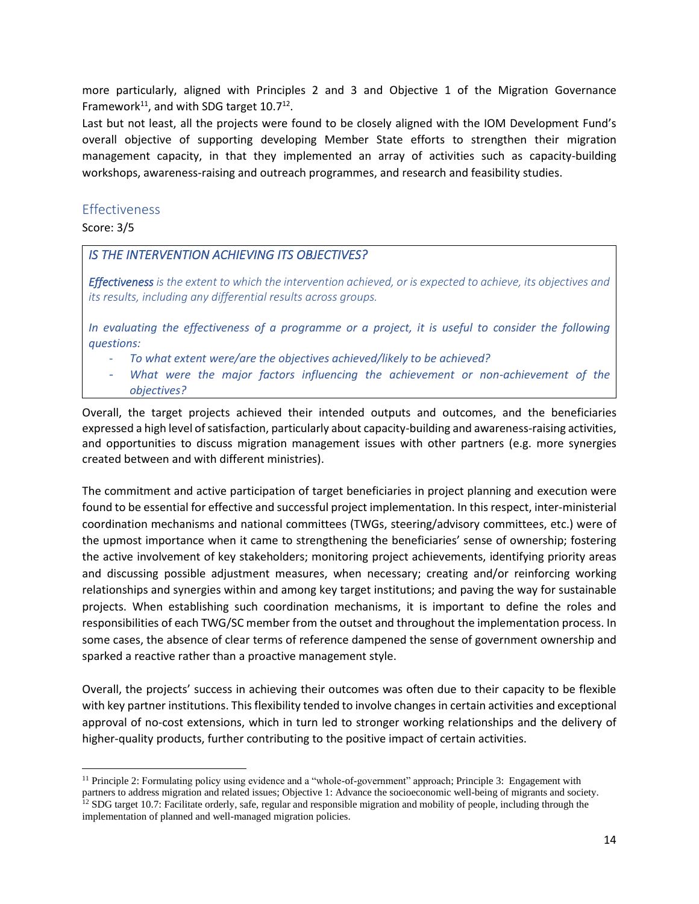more particularly, aligned with Principles 2 and 3 and Objective 1 of the Migration Governance Framework[11], and with SDG target 10.7[12].

Last but not least, all the projects were found to be closely aligned with the IOM Development Fund's overall objective of supporting developing Member State efforts to strengthen their migration management capacity, in that they implemented an array of activities such as capacity-building workshops, awareness-raising and outreach programmes, and research and feasibility studies.

## Effectiveness

Score: 3/5

> *IS THE INTERVENTION ACHIEVING ITS OBJECTIVES?*
>
> ***Effectiveness*** *is the extent to which the intervention achieved, or is expected to achieve, its objectives and its results, including any differential results across groups.*
>
> *In evaluating the effectiveness of a programme or a project, it is useful to consider the following questions:*
>
> - *To what extent were/are the objectives achieved/likely to be achieved?*
> - *What were the major factors influencing the achievement or non-achievement of the objectives?*

Overall, the target projects achieved their intended outputs and outcomes, and the beneficiaries expressed a high level of satisfaction, particularly about capacity-building and awareness-raising activities, and opportunities to discuss migration management issues with other partners (e.g. more synergies created between and with different ministries).

The commitment and active participation of target beneficiaries in project planning and execution were found to be essential for effective and successful project implementation. In this respect, inter-ministerial coordination mechanisms and national committees (TWGs, steering/advisory committees, etc.) were of the upmost importance when it came to strengthening the beneficiaries' sense of ownership; fostering the active involvement of key stakeholders; monitoring project achievements, identifying priority areas and discussing possible adjustment measures, when necessary; creating and/or reinforcing working relationships and synergies within and among key target institutions; and paving the way for sustainable projects. When establishing such coordination mechanisms, it is important to define the roles and responsibilities of each TWG/SC member from the outset and throughout the implementation process. In some cases, the absence of clear terms of reference dampened the sense of government ownership and sparked a reactive rather than a proactive management style.

Overall, the projects' success in achieving their outcomes was often due to their capacity to be flexible with key partner institutions. This flexibility tended to involve changes in certain activities and exceptional approval of no-cost extensions, which in turn led to stronger working relationships and the delivery of higher-quality products, further contributing to the positive impact of certain activities.

---

[11] Principle 2: Formulating policy using evidence and a "whole-of-government" approach; Principle 3: Engagement with partners to address migration and related issues; Objective 1: Advance the socioeconomic well-being of migrants and society.

[12] SDG target 10.7: Facilitate orderly, safe, regular and responsible migration and mobility of people, including through the implementation of planned and well-managed migration policies.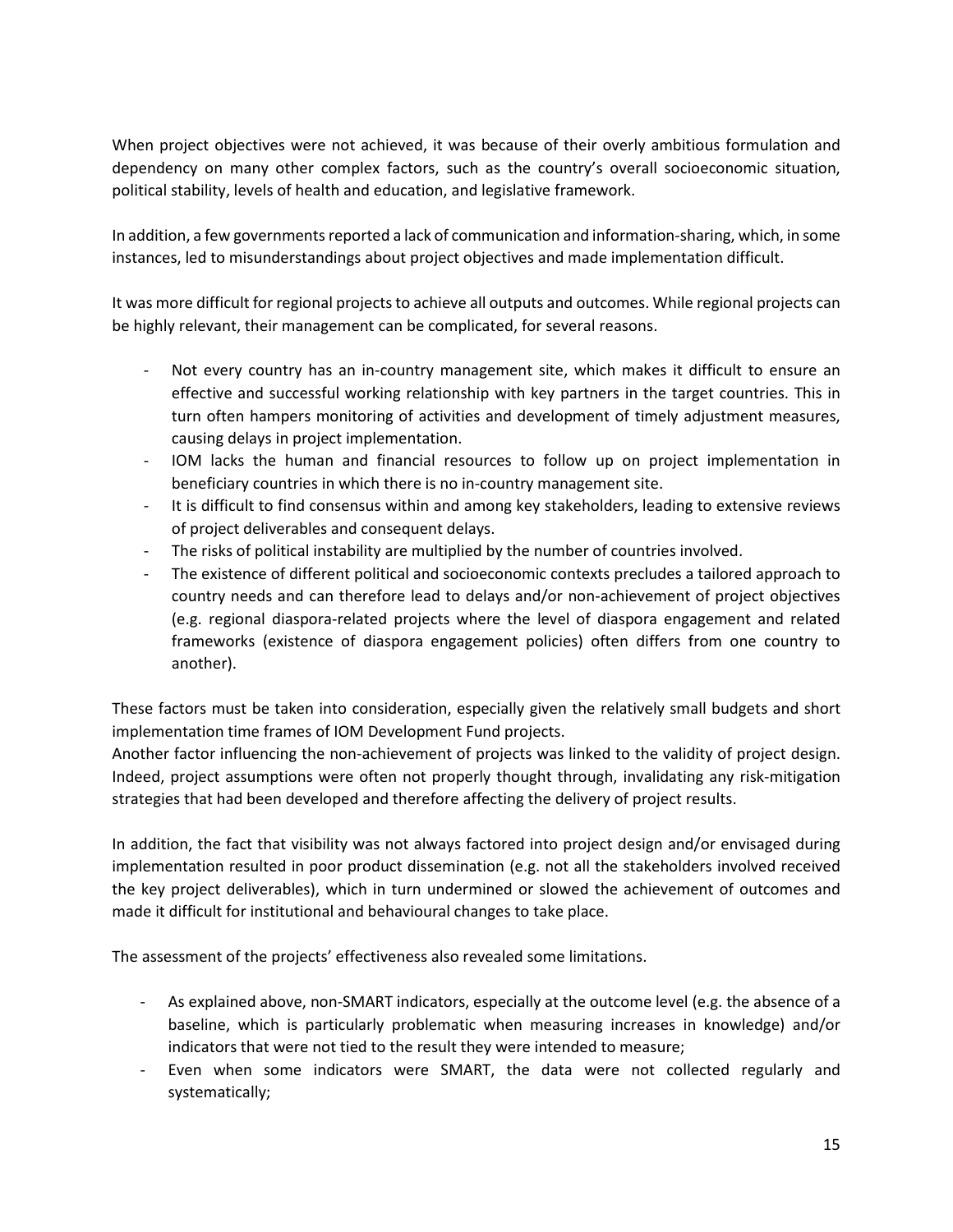When project objectives were not achieved, it was because of their overly ambitious formulation and dependency on many other complex factors, such as the country's overall socioeconomic situation, political stability, levels of health and education, and legislative framework.

In addition, a few governments reported a lack of communication and information-sharing, which, in some instances, led to misunderstandings about project objectives and made implementation difficult.

It was more difficult for regional projects to achieve all outputs and outcomes. While regional projects can be highly relevant, their management can be complicated, for several reasons.

- Not every country has an in-country management site, which makes it difficult to ensure an effective and successful working relationship with key partners in the target countries. This in turn often hampers monitoring of activities and development of timely adjustment measures, causing delays in project implementation.
- IOM lacks the human and financial resources to follow up on project implementation in beneficiary countries in which there is no in-country management site.
- It is difficult to find consensus within and among key stakeholders, leading to extensive reviews of project deliverables and consequent delays.
- The risks of political instability are multiplied by the number of countries involved.
- The existence of different political and socioeconomic contexts precludes a tailored approach to country needs and can therefore lead to delays and/or non-achievement of project objectives (e.g. regional diaspora-related projects where the level of diaspora engagement and related frameworks (existence of diaspora engagement policies) often differs from one country to another).

These factors must be taken into consideration, especially given the relatively small budgets and short implementation time frames of IOM Development Fund projects.
Another factor influencing the non-achievement of projects was linked to the validity of project design. Indeed, project assumptions were often not properly thought through, invalidating any risk-mitigation strategies that had been developed and therefore affecting the delivery of project results.

In addition, the fact that visibility was not always factored into project design and/or envisaged during implementation resulted in poor product dissemination (e.g. not all the stakeholders involved received the key project deliverables), which in turn undermined or slowed the achievement of outcomes and made it difficult for institutional and behavioural changes to take place.

The assessment of the projects' effectiveness also revealed some limitations.

- As explained above, non-SMART indicators, especially at the outcome level (e.g. the absence of a baseline, which is particularly problematic when measuring increases in knowledge) and/or indicators that were not tied to the result they were intended to measure;
- Even when some indicators were SMART, the data were not collected regularly and systematically;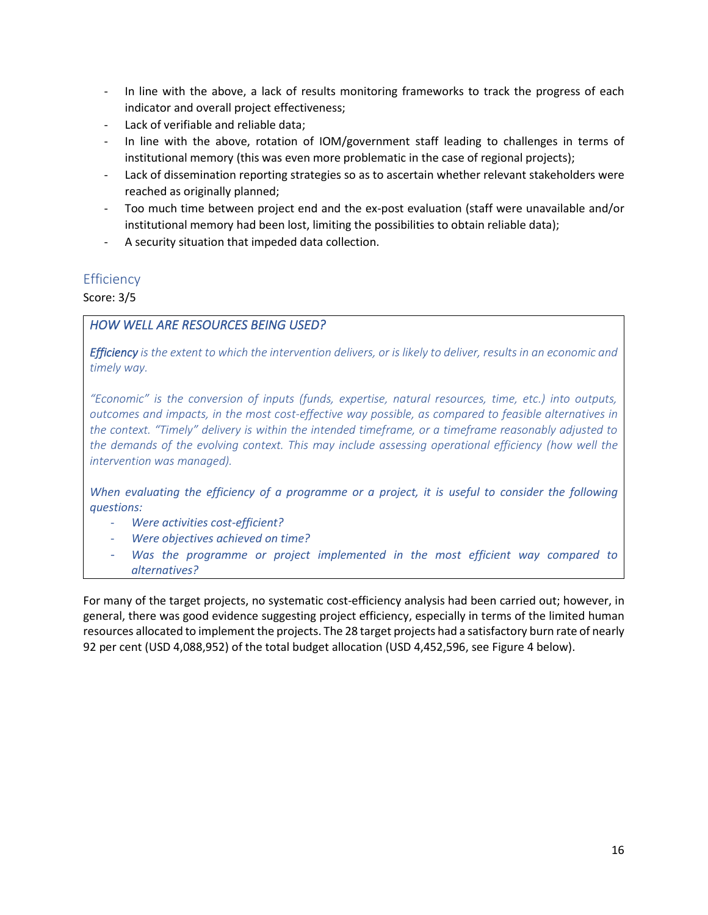- In line with the above, a lack of results monitoring frameworks to track the progress of each indicator and overall project effectiveness;
- Lack of verifiable and reliable data;
- In line with the above, rotation of IOM/government staff leading to challenges in terms of institutional memory (this was even more problematic in the case of regional projects);
- Lack of dissemination reporting strategies so as to ascertain whether relevant stakeholders were reached as originally planned;
- Too much time between project end and the ex-post evaluation (staff were unavailable and/or institutional memory had been lost, limiting the possibilities to obtain reliable data);
- A security situation that impeded data collection.

## Efficiency

Score: 3/5

> *HOW WELL ARE RESOURCES BEING USED?*
>
> ***Efficiency*** *is the extent to which the intervention delivers, or is likely to deliver, results in an economic and timely way.*
>
> *"Economic" is the conversion of inputs (funds, expertise, natural resources, time, etc.) into outputs, outcomes and impacts, in the most cost-effective way possible, as compared to feasible alternatives in the context. "Timely" delivery is within the intended timeframe, or a timeframe reasonably adjusted to the demands of the evolving context. This may include assessing operational efficiency (how well the intervention was managed).*
>
> *When evaluating the efficiency of a programme or a project, it is useful to consider the following questions:*
>
> - *Were activities cost-efficient?*
> - *Were objectives achieved on time?*
> - *Was the programme or project implemented in the most efficient way compared to alternatives?*

For many of the target projects, no systematic cost-efficiency analysis had been carried out; however, in general, there was good evidence suggesting project efficiency, especially in terms of the limited human resources allocated to implement the projects. The 28 target projects had a satisfactory burn rate of nearly 92 per cent (USD 4,088,952) of the total budget allocation (USD 4,452,596, see Figure 4 below).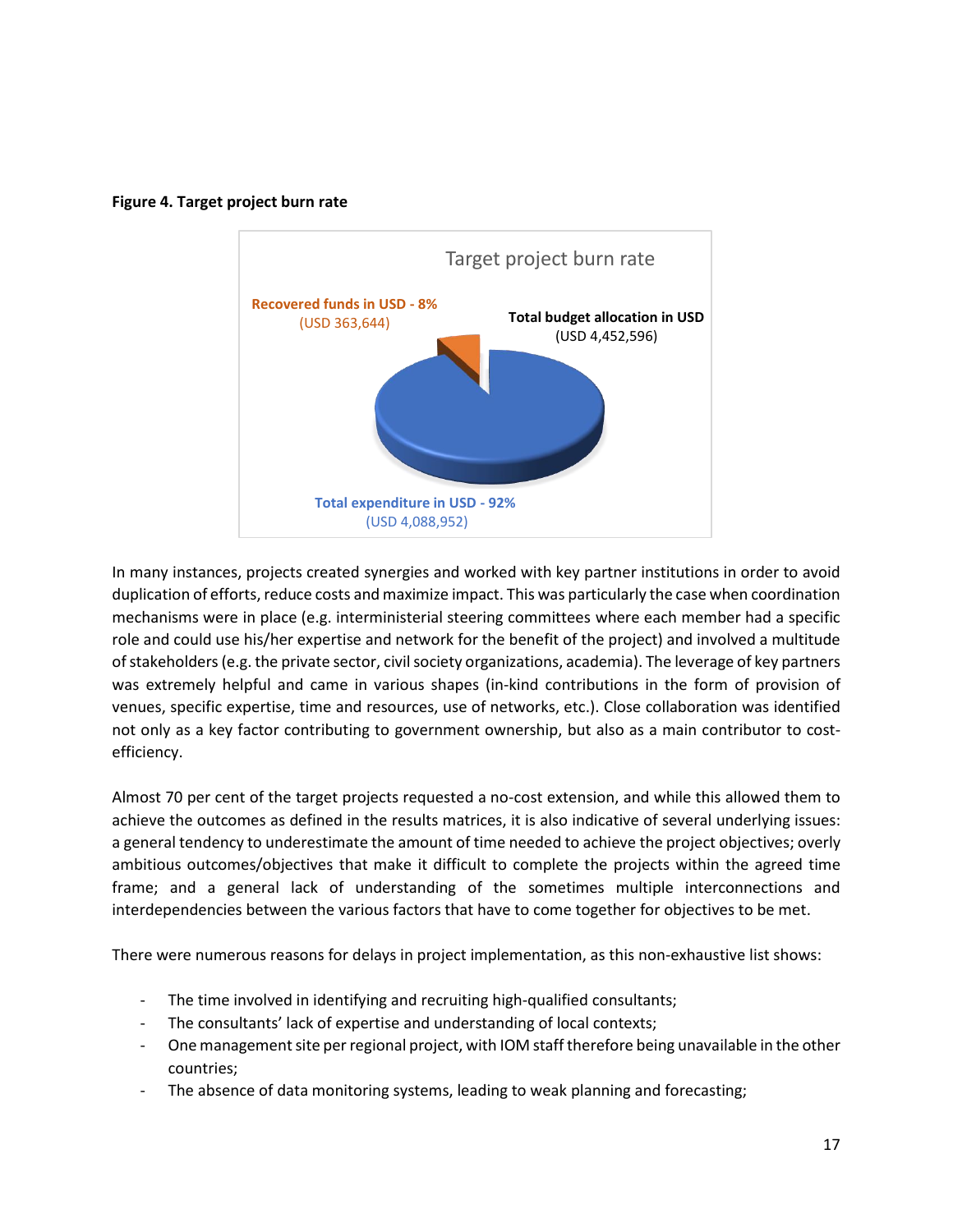**Figure 4. Target project burn rate**

Target project burn rate

Recovered funds in USD - 8%
(USD 363,644)

Total budget allocation in USD
(USD 4,452,596)

Total expenditure in USD - 92%
(USD 4,088,952)

In many instances, projects created synergies and worked with key partner institutions in order to avoid duplication of efforts, reduce costs and maximize impact. This was particularly the case when coordination mechanisms were in place (e.g. interministerial steering committees where each member had a specific role and could use his/her expertise and network for the benefit of the project) and involved a multitude of stakeholders (e.g. the private sector, civil society organizations, academia). The leverage of key partners was extremely helpful and came in various shapes (in-kind contributions in the form of provision of venues, specific expertise, time and resources, use of networks, etc.). Close collaboration was identified not only as a key factor contributing to government ownership, but also as a main contributor to cost-efficiency.

Almost 70 per cent of the target projects requested a no-cost extension, and while this allowed them to achieve the outcomes as defined in the results matrices, it is also indicative of several underlying issues: a general tendency to underestimate the amount of time needed to achieve the project objectives; overly ambitious outcomes/objectives that make it difficult to complete the projects within the agreed time frame; and a general lack of understanding of the sometimes multiple interconnections and interdependencies between the various factors that have to come together for objectives to be met.

There were numerous reasons for delays in project implementation, as this non-exhaustive list shows:

- The time involved in identifying and recruiting high-qualified consultants;
- The consultants' lack of expertise and understanding of local contexts;
- One management site per regional project, with IOM staff therefore being unavailable in the other countries;
- The absence of data monitoring systems, leading to weak planning and forecasting;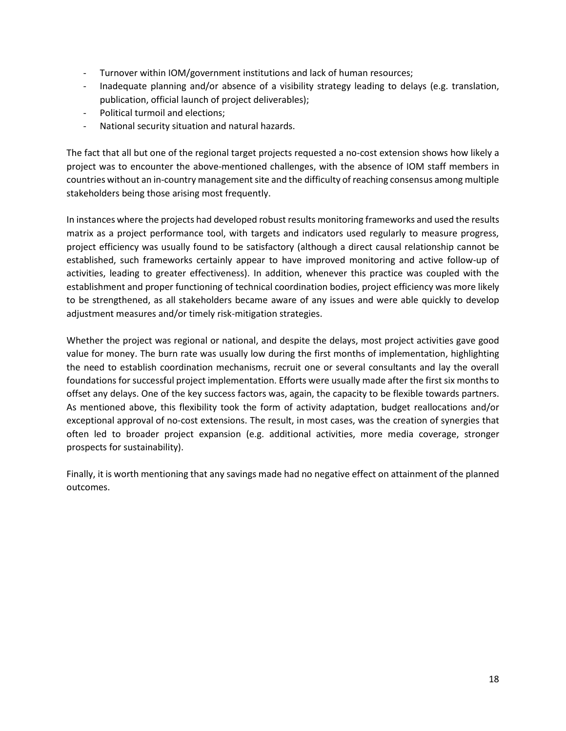- Turnover within IOM/government institutions and lack of human resources;
- Inadequate planning and/or absence of a visibility strategy leading to delays (e.g. translation, publication, official launch of project deliverables);
- Political turmoil and elections;
- National security situation and natural hazards.

The fact that all but one of the regional target projects requested a no-cost extension shows how likely a project was to encounter the above-mentioned challenges, with the absence of IOM staff members in countries without an in-country management site and the difficulty of reaching consensus among multiple stakeholders being those arising most frequently.

In instances where the projects had developed robust results monitoring frameworks and used the results matrix as a project performance tool, with targets and indicators used regularly to measure progress, project efficiency was usually found to be satisfactory (although a direct causal relationship cannot be established, such frameworks certainly appear to have improved monitoring and active follow-up of activities, leading to greater effectiveness). In addition, whenever this practice was coupled with the establishment and proper functioning of technical coordination bodies, project efficiency was more likely to be strengthened, as all stakeholders became aware of any issues and were able quickly to develop adjustment measures and/or timely risk-mitigation strategies.

Whether the project was regional or national, and despite the delays, most project activities gave good value for money. The burn rate was usually low during the first months of implementation, highlighting the need to establish coordination mechanisms, recruit one or several consultants and lay the overall foundations for successful project implementation. Efforts were usually made after the first six months to offset any delays. One of the key success factors was, again, the capacity to be flexible towards partners. As mentioned above, this flexibility took the form of activity adaptation, budget reallocations and/or exceptional approval of no-cost extensions. The result, in most cases, was the creation of synergies that often led to broader project expansion (e.g. additional activities, more media coverage, stronger prospects for sustainability).

Finally, it is worth mentioning that any savings made had no negative effect on attainment of the planned outcomes.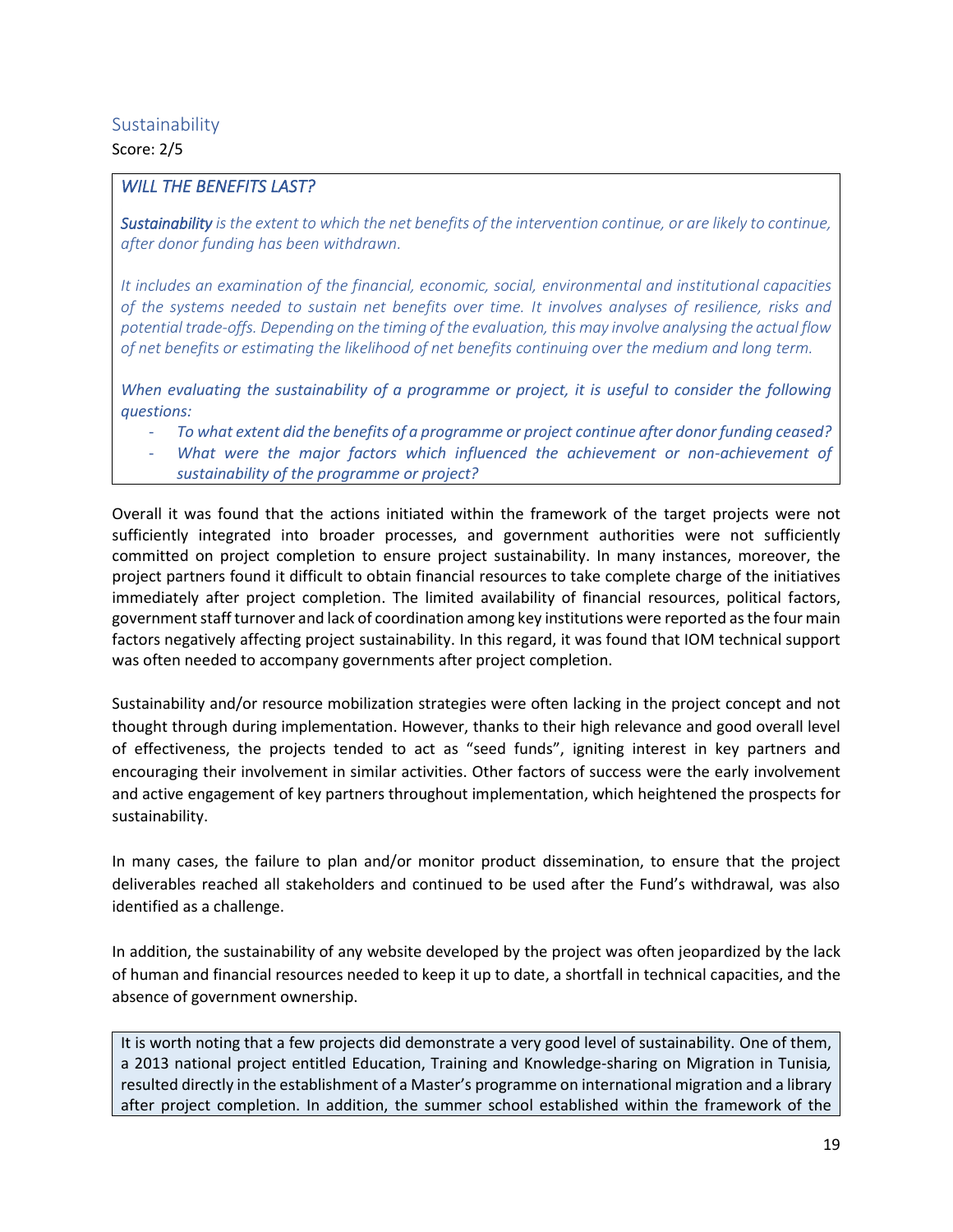## Sustainability

Score: 2/5

> ***WILL THE BENEFITS LAST?***
>
> ***Sustainability*** *is the extent to which the net benefits of the intervention continue, or are likely to continue, after donor funding has been withdrawn.*
>
> *It includes an examination of the financial, economic, social, environmental and institutional capacities of the systems needed to sustain net benefits over time. It involves analyses of resilience, risks and potential trade-offs. Depending on the timing of the evaluation, this may involve analysing the actual flow of net benefits or estimating the likelihood of net benefits continuing over the medium and long term.*
>
> *When evaluating the sustainability of a programme or project, it is useful to consider the following questions:*
>
> - *To what extent did the benefits of a programme or project continue after donor funding ceased?*
> - *What were the major factors which influenced the achievement or non-achievement of sustainability of the programme or project?*

Overall it was found that the actions initiated within the framework of the target projects were not sufficiently integrated into broader processes, and government authorities were not sufficiently committed on project completion to ensure project sustainability. In many instances, moreover, the project partners found it difficult to obtain financial resources to take complete charge of the initiatives immediately after project completion. The limited availability of financial resources, political factors, government staff turnover and lack of coordination among key institutions were reported as the four main factors negatively affecting project sustainability. In this regard, it was found that IOM technical support was often needed to accompany governments after project completion.

Sustainability and/or resource mobilization strategies were often lacking in the project concept and not thought through during implementation. However, thanks to their high relevance and good overall level of effectiveness, the projects tended to act as "seed funds", igniting interest in key partners and encouraging their involvement in similar activities. Other factors of success were the early involvement and active engagement of key partners throughout implementation, which heightened the prospects for sustainability.

In many cases, the failure to plan and/or monitor product dissemination, to ensure that the project deliverables reached all stakeholders and continued to be used after the Fund's withdrawal, was also identified as a challenge.

In addition, the sustainability of any website developed by the project was often jeopardized by the lack of human and financial resources needed to keep it up to date, a shortfall in technical capacities, and the absence of government ownership.

> It is worth noting that a few projects did demonstrate a very good level of sustainability. One of them, a 2013 national project entitled Education, Training and Knowledge-sharing on Migration in Tunisia*,* resulted directly in the establishment of a Master's programme on international migration and a library after project completion. In addition, the summer school established within the framework of the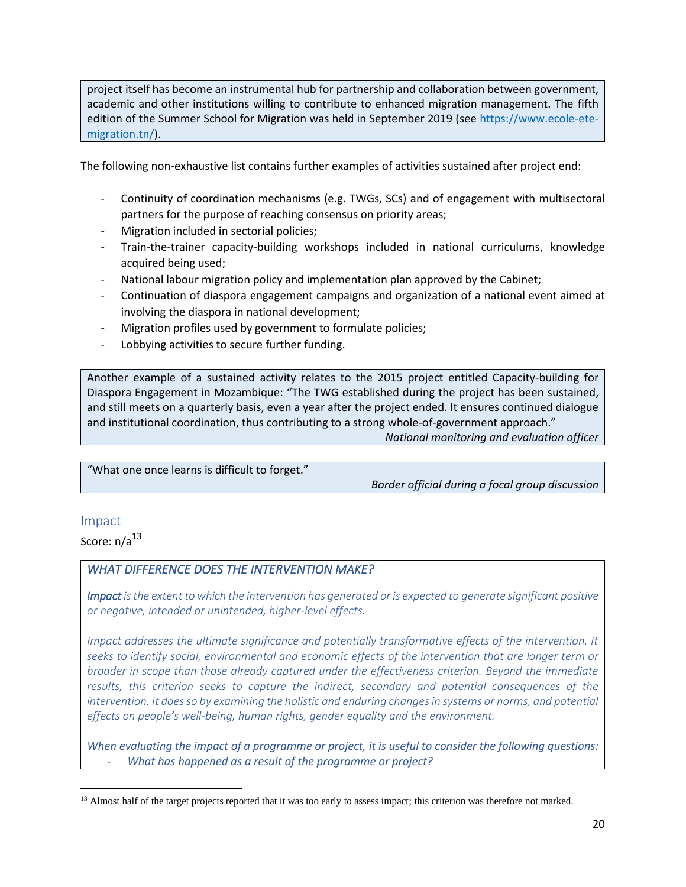project itself has become an instrumental hub for partnership and collaboration between government, academic and other institutions willing to contribute to enhanced migration management. The fifth edition of the Summer School for Migration was held in September 2019 (see https://www.ecole-ete-migration.tn/).

The following non-exhaustive list contains further examples of activities sustained after project end:

- Continuity of coordination mechanisms (e.g. TWGs, SCs) and of engagement with multisectoral partners for the purpose of reaching consensus on priority areas;
- Migration included in sectorial policies;
- Train-the-trainer capacity-building workshops included in national curriculums, knowledge acquired being used;
- National labour migration policy and implementation plan approved by the Cabinet;
- Continuation of diaspora engagement campaigns and organization of a national event aimed at involving the diaspora in national development;
- Migration profiles used by government to formulate policies;
- Lobbying activities to secure further funding.

Another example of a sustained activity relates to the 2015 project entitled Capacity-building for Diaspora Engagement in Mozambique: "The TWG established during the project has been sustained, and still meets on a quarterly basis, even a year after the project ended. It ensures continued dialogue and institutional coordination, thus contributing to a strong whole-of-government approach."

*National monitoring and evaluation officer*

"What one once learns is difficult to forget."

*Border official during a focal group discussion*

## Impact

Score: n/a[13]

*WHAT DIFFERENCE DOES THE INTERVENTION MAKE?*

***Impact*** *is the extent to which the intervention has generated or is expected to generate significant positive or negative, intended or unintended, higher-level effects.*

*Impact addresses the ultimate significance and potentially transformative effects of the intervention. It seeks to identify social, environmental and economic effects of the intervention that are longer term or broader in scope than those already captured under the effectiveness criterion. Beyond the immediate results, this criterion seeks to capture the indirect, secondary and potential consequences of the intervention. It does so by examining the holistic and enduring changes in systems or norms, and potential effects on people's well-being, human rights, gender equality and the environment.*

*When evaluating the impact of a programme or project, it is useful to consider the following questions:*

- *What has happened as a result of the programme or project?*

[13] Almost half of the target projects reported that it was too early to assess impact; this criterion was therefore not marked.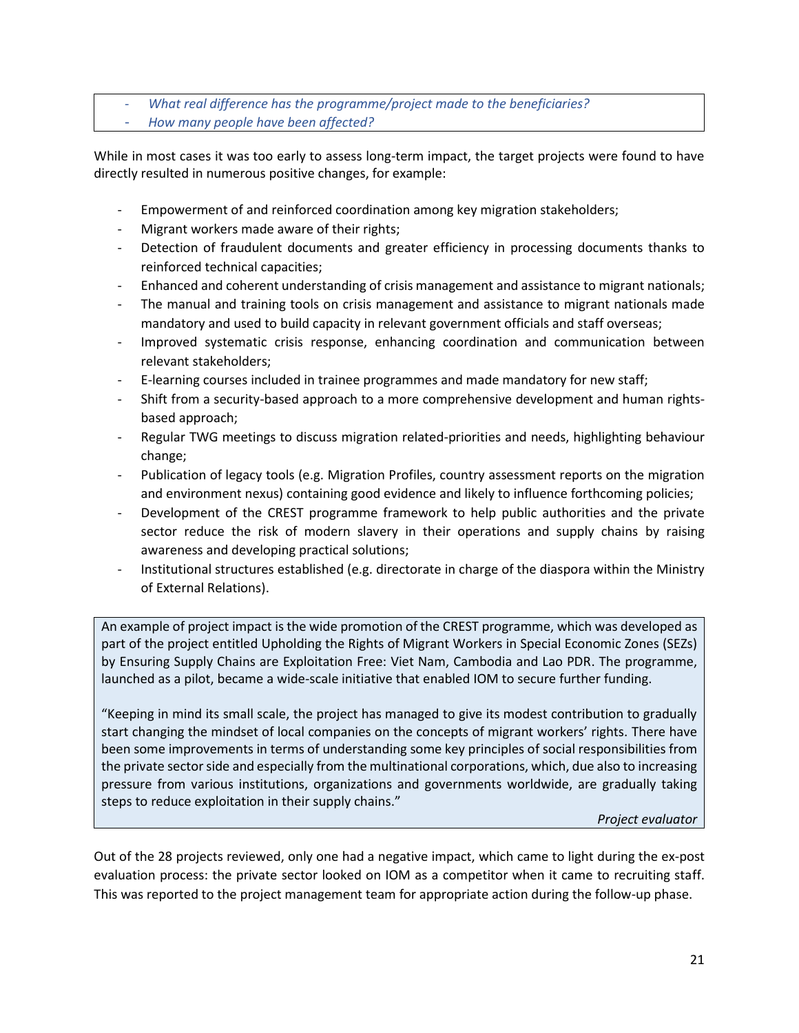- *What real difference has the programme/project made to the beneficiaries?*
- *How many people have been affected?*

While in most cases it was too early to assess long-term impact, the target projects were found to have directly resulted in numerous positive changes, for example:

- Empowerment of and reinforced coordination among key migration stakeholders;
- Migrant workers made aware of their rights;
- Detection of fraudulent documents and greater efficiency in processing documents thanks to reinforced technical capacities;
- Enhanced and coherent understanding of crisis management and assistance to migrant nationals;
- The manual and training tools on crisis management and assistance to migrant nationals made mandatory and used to build capacity in relevant government officials and staff overseas;
- Improved systematic crisis response, enhancing coordination and communication between relevant stakeholders;
- E-learning courses included in trainee programmes and made mandatory for new staff;
- Shift from a security-based approach to a more comprehensive development and human rights-based approach;
- Regular TWG meetings to discuss migration related-priorities and needs, highlighting behaviour change;
- Publication of legacy tools (e.g. Migration Profiles, country assessment reports on the migration and environment nexus) containing good evidence and likely to influence forthcoming policies;
- Development of the CREST programme framework to help public authorities and the private sector reduce the risk of modern slavery in their operations and supply chains by raising awareness and developing practical solutions;
- Institutional structures established (e.g. directorate in charge of the diaspora within the Ministry of External Relations).

An example of project impact is the wide promotion of the CREST programme, which was developed as part of the project entitled Upholding the Rights of Migrant Workers in Special Economic Zones (SEZs) by Ensuring Supply Chains are Exploitation Free: Viet Nam, Cambodia and Lao PDR. The programme, launched as a pilot, became a wide-scale initiative that enabled IOM to secure further funding.

"Keeping in mind its small scale, the project has managed to give its modest contribution to gradually start changing the mindset of local companies on the concepts of migrant workers' rights. There have been some improvements in terms of understanding some key principles of social responsibilities from the private sector side and especially from the multinational corporations, which, due also to increasing pressure from various institutions, organizations and governments worldwide, are gradually taking steps to reduce exploitation in their supply chains."

*Project evaluator*

Out of the 28 projects reviewed, only one had a negative impact, which came to light during the ex-post evaluation process: the private sector looked on IOM as a competitor when it came to recruiting staff. This was reported to the project management team for appropriate action during the follow-up phase.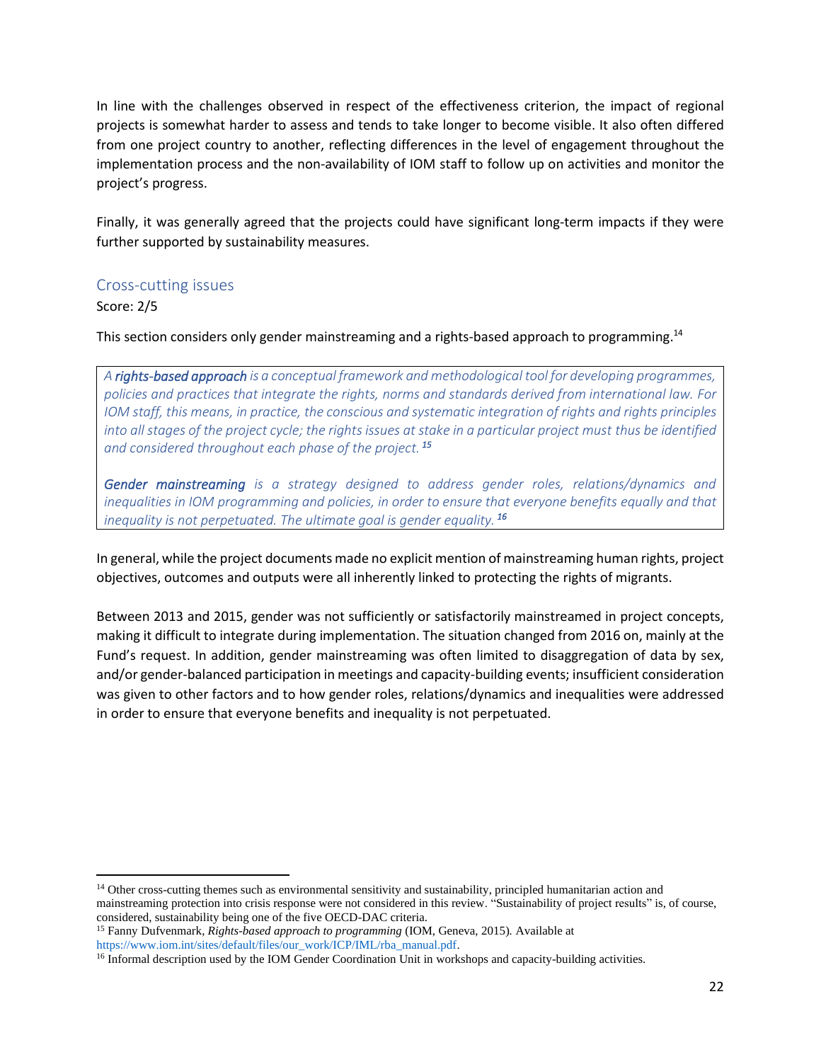In line with the challenges observed in respect of the effectiveness criterion, the impact of regional projects is somewhat harder to assess and tends to take longer to become visible. It also often differed from one project country to another, reflecting differences in the level of engagement throughout the implementation process and the non-availability of IOM staff to follow up on activities and monitor the project's progress.

Finally, it was generally agreed that the projects could have significant long-term impacts if they were further supported by sustainability measures.

## Cross-cutting issues

Score: 2/5

This section considers only gender mainstreaming and a rights-based approach to programming.[14]

> *A **rights-based approach** is a conceptual framework and methodological tool for developing programmes, policies and practices that integrate the rights, norms and standards derived from international law. For IOM staff, this means, in practice, the conscious and systematic integration of rights and rights principles into all stages of the project cycle; the rights issues at stake in a particular project must thus be identified and considered throughout each phase of the project.* [15]
>
> ***Gender mainstreaming** is a strategy designed to address gender roles, relations/dynamics and inequalities in IOM programming and policies, in order to ensure that everyone benefits equally and that inequality is not perpetuated. The ultimate goal is gender equality.* [16]

In general, while the project documents made no explicit mention of mainstreaming human rights, project objectives, outcomes and outputs were all inherently linked to protecting the rights of migrants.

Between 2013 and 2015, gender was not sufficiently or satisfactorily mainstreamed in project concepts, making it difficult to integrate during implementation. The situation changed from 2016 on, mainly at the Fund's request. In addition, gender mainstreaming was often limited to disaggregation of data by sex, and/or gender-balanced participation in meetings and capacity-building events; insufficient consideration was given to other factors and to how gender roles, relations/dynamics and inequalities were addressed in order to ensure that everyone benefits and inequality is not perpetuated.

---

[14] Other cross-cutting themes such as environmental sensitivity and sustainability, principled humanitarian action and mainstreaming protection into crisis response were not considered in this review. "Sustainability of project results" is, of course, considered, sustainability being one of the five OECD-DAC criteria.

[15] Fanny Dufvenmark, *Rights-based approach to programming* (IOM, Geneva, 2015). Available at https://www.iom.int/sites/default/files/our_work/ICP/IML/rba_manual.pdf.

[16] Informal description used by the IOM Gender Coordination Unit in workshops and capacity-building activities.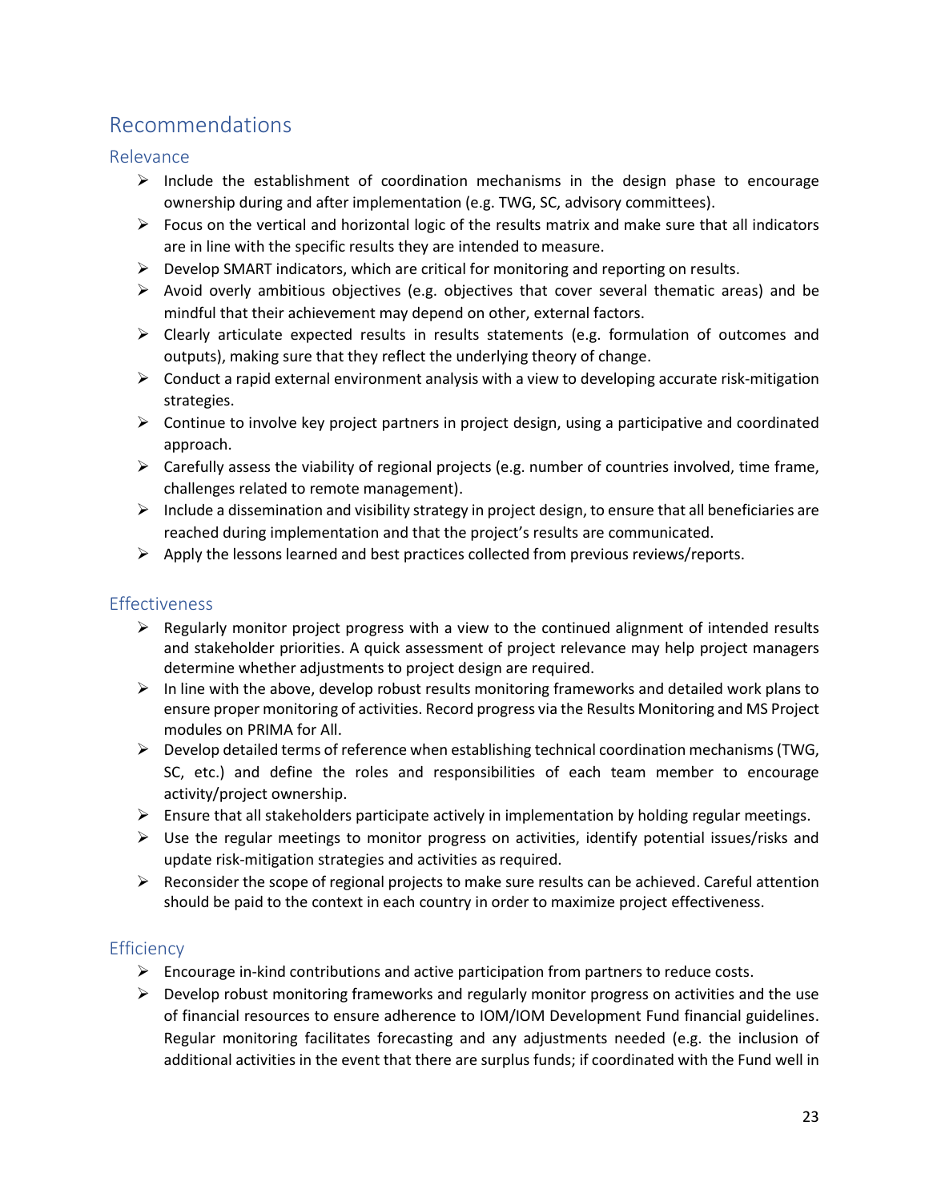## Recommendations

### Relevance

- Include the establishment of coordination mechanisms in the design phase to encourage ownership during and after implementation (e.g. TWG, SC, advisory committees).
- Focus on the vertical and horizontal logic of the results matrix and make sure that all indicators are in line with the specific results they are intended to measure.
- Develop SMART indicators, which are critical for monitoring and reporting on results.
- Avoid overly ambitious objectives (e.g. objectives that cover several thematic areas) and be mindful that their achievement may depend on other, external factors.
- Clearly articulate expected results in results statements (e.g. formulation of outcomes and outputs), making sure that they reflect the underlying theory of change.
- Conduct a rapid external environment analysis with a view to developing accurate risk-mitigation strategies.
- Continue to involve key project partners in project design, using a participative and coordinated approach.
- Carefully assess the viability of regional projects (e.g. number of countries involved, time frame, challenges related to remote management).
- Include a dissemination and visibility strategy in project design, to ensure that all beneficiaries are reached during implementation and that the project's results are communicated.
- Apply the lessons learned and best practices collected from previous reviews/reports.

### Effectiveness

- Regularly monitor project progress with a view to the continued alignment of intended results and stakeholder priorities. A quick assessment of project relevance may help project managers determine whether adjustments to project design are required.
- In line with the above, develop robust results monitoring frameworks and detailed work plans to ensure proper monitoring of activities. Record progress via the Results Monitoring and MS Project modules on PRIMA for All.
- Develop detailed terms of reference when establishing technical coordination mechanisms (TWG, SC, etc.) and define the roles and responsibilities of each team member to encourage activity/project ownership.
- Ensure that all stakeholders participate actively in implementation by holding regular meetings.
- Use the regular meetings to monitor progress on activities, identify potential issues/risks and update risk-mitigation strategies and activities as required.
- Reconsider the scope of regional projects to make sure results can be achieved. Careful attention should be paid to the context in each country in order to maximize project effectiveness.

### Efficiency

- Encourage in-kind contributions and active participation from partners to reduce costs.
- Develop robust monitoring frameworks and regularly monitor progress on activities and the use of financial resources to ensure adherence to IOM/IOM Development Fund financial guidelines. Regular monitoring facilitates forecasting and any adjustments needed (e.g. the inclusion of additional activities in the event that there are surplus funds; if coordinated with the Fund well in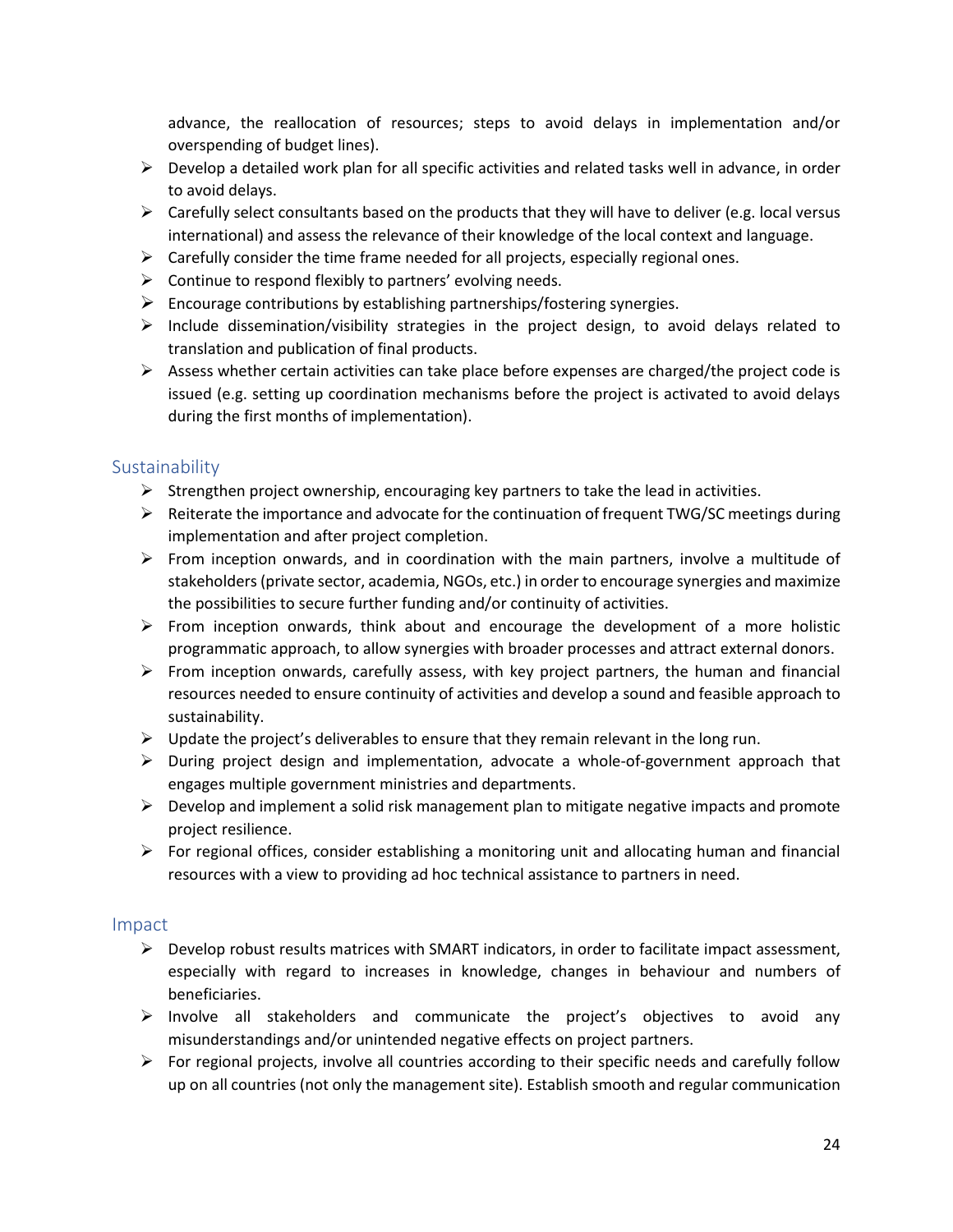advance, the reallocation of resources; steps to avoid delays in implementation and/or overspending of budget lines).

- Develop a detailed work plan for all specific activities and related tasks well in advance, in order to avoid delays.
- Carefully select consultants based on the products that they will have to deliver (e.g. local versus international) and assess the relevance of their knowledge of the local context and language.
- Carefully consider the time frame needed for all projects, especially regional ones.
- Continue to respond flexibly to partners' evolving needs.
- Encourage contributions by establishing partnerships/fostering synergies.
- Include dissemination/visibility strategies in the project design, to avoid delays related to translation and publication of final products.
- Assess whether certain activities can take place before expenses are charged/the project code is issued (e.g. setting up coordination mechanisms before the project is activated to avoid delays during the first months of implementation).

## Sustainability

- Strengthen project ownership, encouraging key partners to take the lead in activities.
- Reiterate the importance and advocate for the continuation of frequent TWG/SC meetings during implementation and after project completion.
- From inception onwards, and in coordination with the main partners, involve a multitude of stakeholders (private sector, academia, NGOs, etc.) in order to encourage synergies and maximize the possibilities to secure further funding and/or continuity of activities.
- From inception onwards, think about and encourage the development of a more holistic programmatic approach, to allow synergies with broader processes and attract external donors.
- From inception onwards, carefully assess, with key project partners, the human and financial resources needed to ensure continuity of activities and develop a sound and feasible approach to sustainability.
- Update the project's deliverables to ensure that they remain relevant in the long run.
- During project design and implementation, advocate a whole-of-government approach that engages multiple government ministries and departments.
- Develop and implement a solid risk management plan to mitigate negative impacts and promote project resilience.
- For regional offices, consider establishing a monitoring unit and allocating human and financial resources with a view to providing ad hoc technical assistance to partners in need.

## Impact

- Develop robust results matrices with SMART indicators, in order to facilitate impact assessment, especially with regard to increases in knowledge, changes in behaviour and numbers of beneficiaries.
- Involve all stakeholders and communicate the project's objectives to avoid any misunderstandings and/or unintended negative effects on project partners.
- For regional projects, involve all countries according to their specific needs and carefully follow up on all countries (not only the management site). Establish smooth and regular communication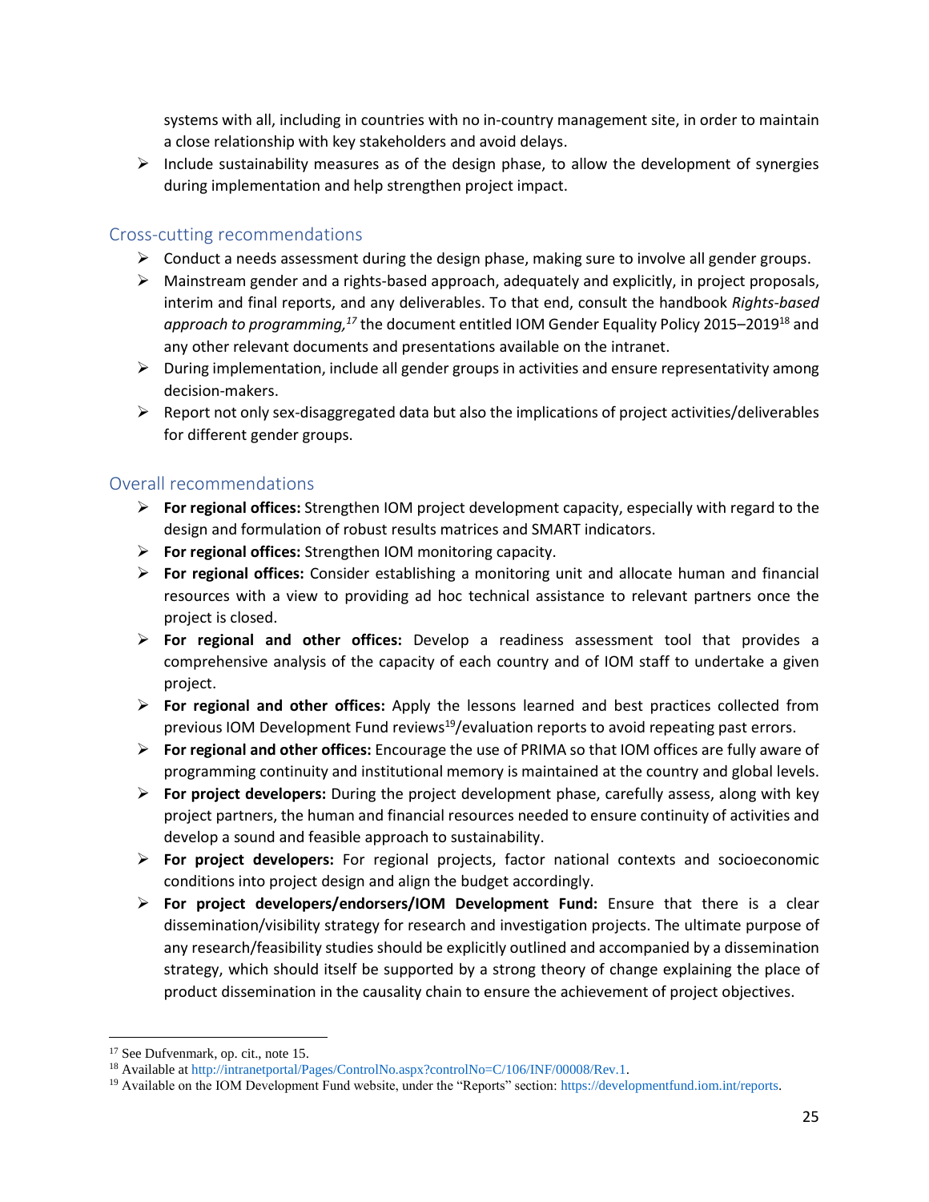systems with all, including in countries with no in-country management site, in order to maintain a close relationship with key stakeholders and avoid delays.

- Include sustainability measures as of the design phase, to allow the development of synergies during implementation and help strengthen project impact.

## Cross-cutting recommendations

- Conduct a needs assessment during the design phase, making sure to involve all gender groups.
- Mainstream gender and a rights-based approach, adequately and explicitly, in project proposals, interim and final reports, and any deliverables. To that end, consult the handbook *Rights-based approach to programming,*[17] the document entitled IOM Gender Equality Policy 2015–2019[18] and any other relevant documents and presentations available on the intranet.
- During implementation, include all gender groups in activities and ensure representativity among decision-makers.
- Report not only sex-disaggregated data but also the implications of project activities/deliverables for different gender groups.

## Overall recommendations

- **For regional offices:** Strengthen IOM project development capacity, especially with regard to the design and formulation of robust results matrices and SMART indicators.
- **For regional offices:** Strengthen IOM monitoring capacity.
- **For regional offices:** Consider establishing a monitoring unit and allocate human and financial resources with a view to providing ad hoc technical assistance to relevant partners once the project is closed.
- **For regional and other offices:** Develop a readiness assessment tool that provides a comprehensive analysis of the capacity of each country and of IOM staff to undertake a given project.
- **For regional and other offices:** Apply the lessons learned and best practices collected from previous IOM Development Fund reviews[19]/evaluation reports to avoid repeating past errors.
- **For regional and other offices:** Encourage the use of PRIMA so that IOM offices are fully aware of programming continuity and institutional memory is maintained at the country and global levels.
- **For project developers:** During the project development phase, carefully assess, along with key project partners, the human and financial resources needed to ensure continuity of activities and develop a sound and feasible approach to sustainability.
- **For project developers:** For regional projects, factor national contexts and socioeconomic conditions into project design and align the budget accordingly.
- **For project developers/endorsers/IOM Development Fund:** Ensure that there is a clear dissemination/visibility strategy for research and investigation projects. The ultimate purpose of any research/feasibility studies should be explicitly outlined and accompanied by a dissemination strategy, which should itself be supported by a strong theory of change explaining the place of product dissemination in the causality chain to ensure the achievement of project objectives.

---

[17] See Dufvenmark, op. cit., note 15.

[18] Available at http://intranetportal/Pages/ControlNo.aspx?controlNo=C/106/INF/00008/Rev.1.

[19] Available on the IOM Development Fund website, under the "Reports" section: https://developmentfund.iom.int/reports.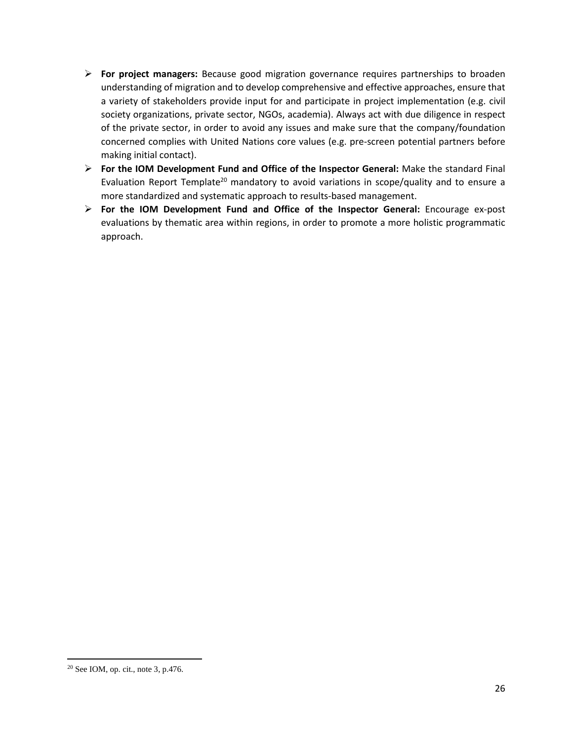- **For project managers:** Because good migration governance requires partnerships to broaden understanding of migration and to develop comprehensive and effective approaches, ensure that a variety of stakeholders provide input for and participate in project implementation (e.g. civil society organizations, private sector, NGOs, academia). Always act with due diligence in respect of the private sector, in order to avoid any issues and make sure that the company/foundation concerned complies with United Nations core values (e.g. pre-screen potential partners before making initial contact).
- **For the IOM Development Fund and Office of the Inspector General:** Make the standard Final Evaluation Report Template[20] mandatory to avoid variations in scope/quality and to ensure a more standardized and systematic approach to results-based management.
- **For the IOM Development Fund and Office of the Inspector General:** Encourage ex-post evaluations by thematic area within regions, in order to promote a more holistic programmatic approach.

[20] See IOM, op. cit., note 3, p.476.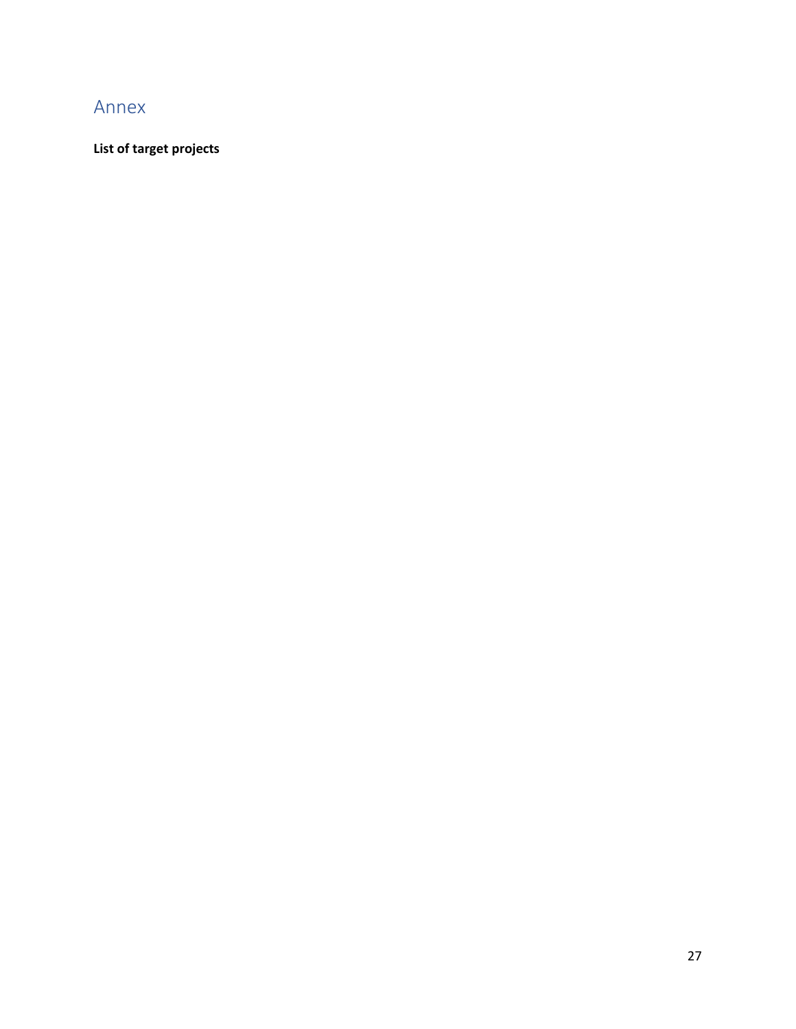# Annex

**List of target projects**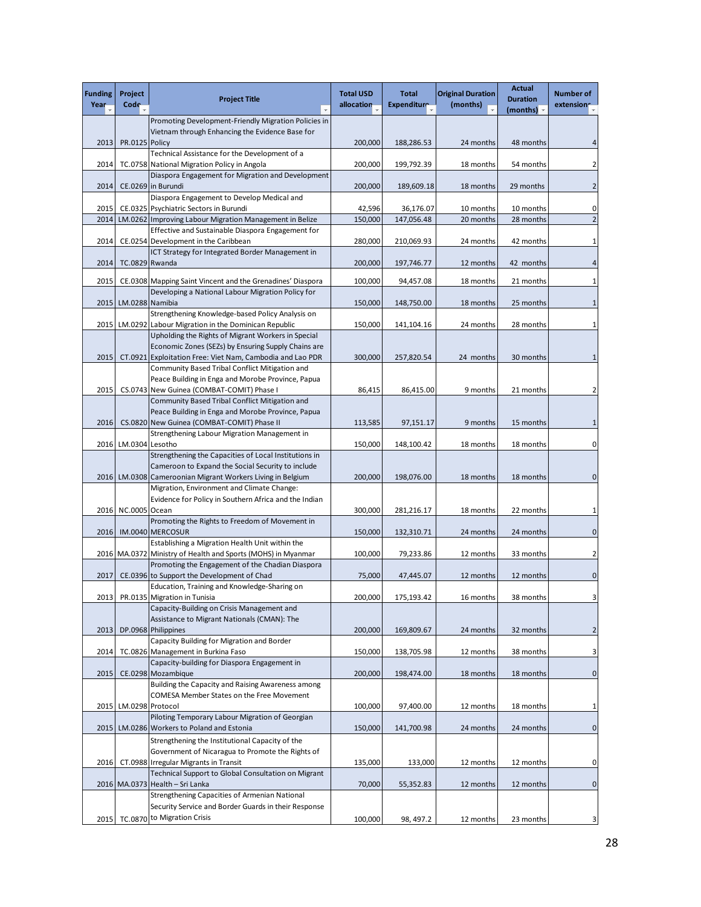| Funding Year | Project Code | Project Title | Total USD allocation | Total Expenditure | Original Duration (months) | Actual Duration (months) | Number of extensions |
|---|---|---|---|---|---|---|---|
| 2013 | PR.0125 | Promoting Development-Friendly Migration Policies in Vietnam through Enhancing the Evidence Base for Policy | 200,000 | 188,286.53 | 24 months | 48 months | 4 |
| 2014 | TC.0758 | Technical Assistance for the Development of a National Migration Policy in Angola | 200,000 | 199,792.39 | 18 months | 54 months | 2 |
| 2014 | CE.0269 | Diaspora Engagement for Migration and Development in Burundi | 200,000 | 189,609.18 | 18 months | 29 months | 2 |
| 2015 | CE.0325 | Diaspora Engagement to Develop Medical and Psychiatric Sectors in Burundi | 42,596 | 36,176.07 | 10 months | 10 months | 0 |
| 2014 | LM.0262 | Improving Labour Migration Management in Belize | 150,000 | 147,056.48 | 20 months | 28 months | 2 |
| 2014 | CE.0254 | Effective and Sustainable Diaspora Engagement for Development in the Caribbean | 280,000 | 210,069.93 | 24 months | 42 months | 1 |
| 2014 | TC.0829 | ICT Strategy for Integrated Border Management in Rwanda | 200,000 | 197,746.77 | 12 months | 42 months | 4 |
| 2015 | CE.0308 | Mapping Saint Vincent and the Grenadines' Diaspora | 100,000 | 94,457.08 | 18 months | 21 months | 1 |
| 2015 | LM.0288 | Developing a National Labour Migration Policy for Namibia | 150,000 | 148,750.00 | 18 months | 25 months | 1 |
| 2015 | LM.0292 | Strengthening Knowledge-based Policy Analysis on Labour Migration in the Dominican Republic | 150,000 | 141,104.16 | 24 months | 28 months | 1 |
| 2015 | CT.0921 | Upholding the Rights of Migrant Workers in Special Economic Zones (SEZs) by Ensuring Supply Chains are Exploitation Free: Viet Nam, Cambodia and Lao PDR | 300,000 | 257,820.54 | 24 months | 30 months | 1 |
| 2015 | CS.0743 | Community Based Tribal Conflict Mitigation and Peace Building in Enga and Morobe Province, Papua New Guinea (COMBAT-COMIT) Phase I | 86,415 | 86,415.00 | 9 months | 21 months | 2 |
| 2016 | CS.0820 | Community Based Tribal Conflict Mitigation and Peace Building in Enga and Morobe Province, Papua New Guinea (COMBAT-COMIT) Phase II | 113,585 | 97,151.17 | 9 months | 15 months | 1 |
| 2016 | LM.0304 | Strengthening Labour Migration Management in Lesotho | 150,000 | 148,100.42 | 18 months | 18 months | 0 |
| 2016 | LM.0308 | Strengthening the Capacities of Local Institutions in Cameroon to Expand the Social Security to include Cameroonian Migrant Workers Living in Belgium | 200,000 | 198,076.00 | 18 months | 18 months | 0 |
| 2016 | NC.0005 | Migration, Environment and Climate Change: Evidence for Policy in Southern Africa and the Indian Ocean | 300,000 | 281,216.17 | 18 months | 22 months | 1 |
| 2016 | IM.0040 | Promoting the Rights to Freedom of Movement in MERCOSUR | 150,000 | 132,310.71 | 24 months | 24 months | 0 |
| 2016 | MA.0372 | Establishing a Migration Health Unit within the Ministry of Health and Sports (MOHS) in Myanmar | 100,000 | 79,233.86 | 12 months | 33 months | 2 |
| 2017 | CE.0396 | Promoting the Engagement of the Chadian Diaspora to Support the Development of Chad | 75,000 | 47,445.07 | 12 months | 12 months | 0 |
| 2013 | PR.0135 | Education, Training and Knowledge-Sharing on Migration in Tunisia | 200,000 | 175,193.42 | 16 months | 38 months | 3 |
| 2013 | DP.0968 | Capacity-Building on Crisis Management and Assistance to Migrant Nationals (CMAN): The Philippines | 200,000 | 169,809.67 | 24 months | 32 months | 2 |
| 2014 | TC.0826 | Capacity Building for Migration and Border Management in Burkina Faso | 150,000 | 138,705.98 | 12 months | 38 months | 3 |
| 2015 | CE.0298 | Capacity-building for Diaspora Engagement in Mozambique | 200,000 | 198,474.00 | 18 months | 18 months | 0 |
| 2015 | LM.0298 | Building the Capacity and Raising Awareness among COMESA Member States on the Free Movement Protocol | 100,000 | 97,400.00 | 12 months | 18 months | 1 |
| 2015 | LM.0286 | Piloting Temporary Labour Migration of Georgian Workers to Poland and Estonia | 150,000 | 141,700.98 | 24 months | 24 months | 0 |
| 2016 | CT.0988 | Strengthening the Institutional Capacity of the Government of Nicaragua to Promote the Rights of Irregular Migrants in Transit | 135,000 | 133,000 | 12 months | 12 months | 0 |
| 2016 | MA.0373 | Technical Support to Global Consultation on Migrant Health – Sri Lanka | 70,000 | 55,352.83 | 12 months | 12 months | 0 |
| 2015 | TC.0870 | Strengthening Capacities of Armenian National Security Service and Border Guards in their Response to Migration Crisis | 100,000 | 98, 497.2 | 12 months | 23 months | 3 |